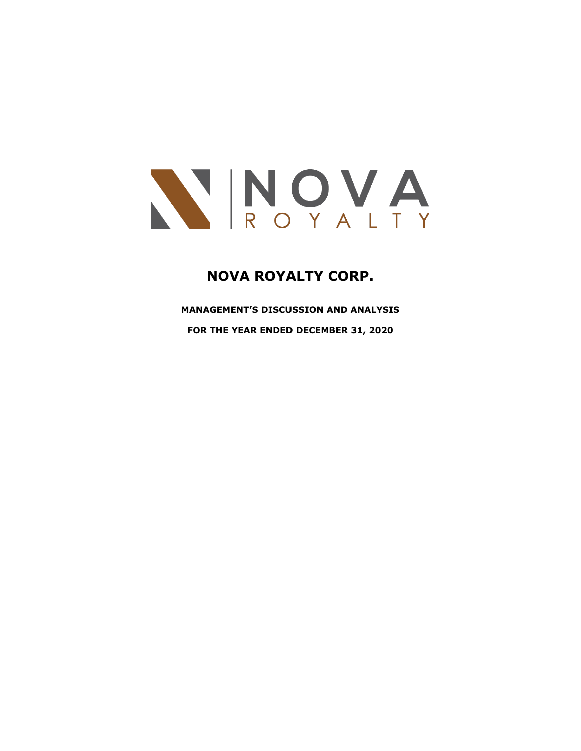# NOVA ROYALTY CORP.

**MANAGEMENT'S DISCUSSION AND ANALYSIS**

**FOR THE YEAR ENDED DECEMBER 31, 2020**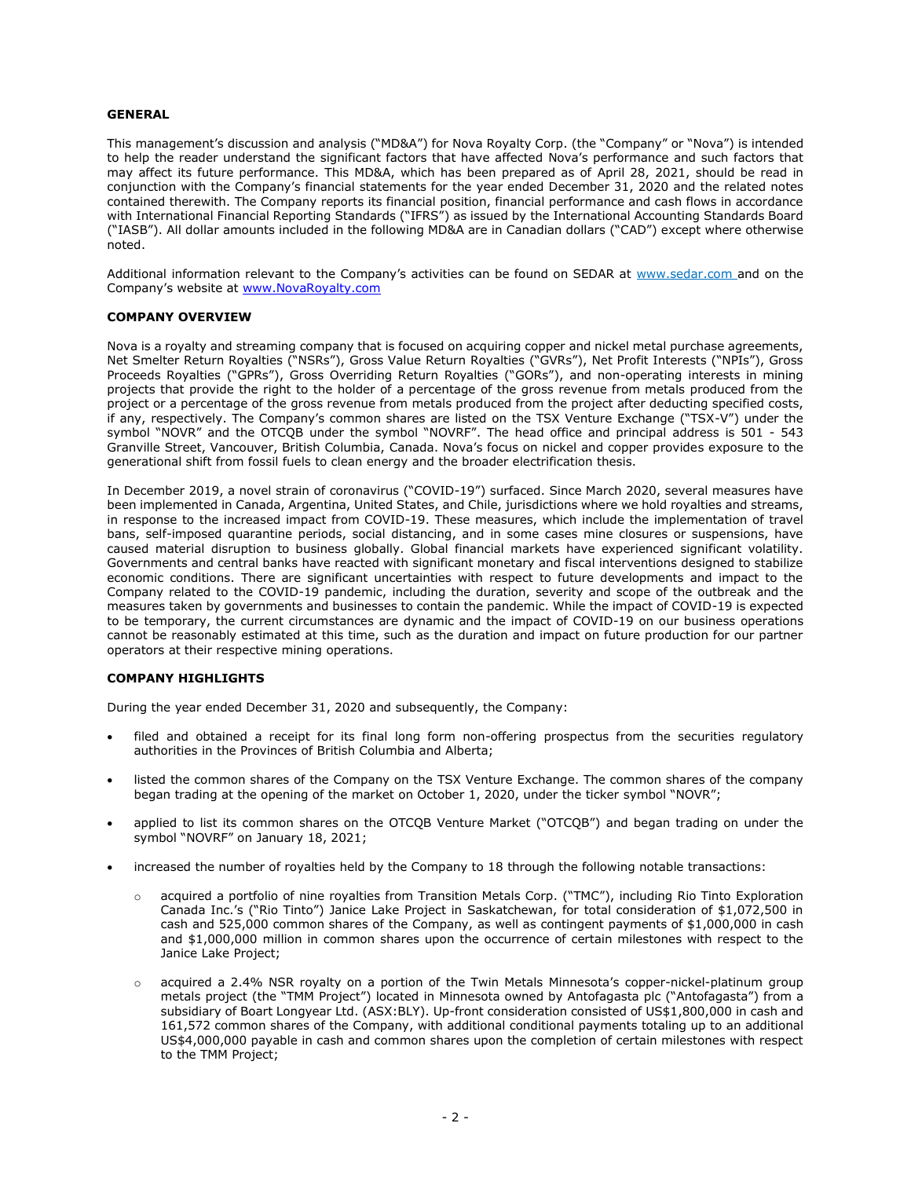## GENERAL

This management's discussion and analysis ("MD&A") for Nova Royalty Corp. (the "Company" or "Nova") is intended to help the reader understand the significant factors that have affected Nova's performance and such factors that may affect its future performance. This MD&A, which has been prepared as of April 28, 2021, should be read in conjunction with the Company's financial statements for the year ended December 31, 2020 and the related notes contained therewith. The Company reports its financial position, financial performance and cash flows in accordance with International Financial Reporting Standards ("IFRS") as issued by the International Accounting Standards Board ("IASB"). All dollar amounts included in the following MD&A are in Canadian dollars ("CAD") except where otherwise noted.

Additional information relevant to the Company's activities can be found on SEDAR at www.sedar.com and on the Company's website at www.NovaRoyalty.com

## COMPANY OVERVIEW

Nova is a royalty and streaming company that is focused on acquiring copper and nickel metal purchase agreements, Net Smelter Return Royalties ("NSRs"), Gross Value Return Royalties ("GVRs"), Net Profit Interests ("NPIs"), Gross Proceeds Royalties ("GPRs"), Gross Overriding Return Royalties ("GORs"), and non-operating interests in mining projects that provide the right to the holder of a percentage of the gross revenue from metals produced from the project or a percentage of the gross revenue from metals produced from the project after deducting specified costs, if any, respectively. The Company's common shares are listed on the TSX Venture Exchange ("TSX-V") under the symbol "NOVR" and the OTCQB under the symbol "NOVRF". The head office and principal address is 501 - 543 Granville Street, Vancouver, British Columbia, Canada. Nova's focus on nickel and copper provides exposure to the generational shift from fossil fuels to clean energy and the broader electrification thesis.

In December 2019, a novel strain of coronavirus ("COVID-19") surfaced. Since March 2020, several measures have been implemented in Canada, Argentina, United States, and Chile, jurisdictions where we hold royalties and streams, in response to the increased impact from COVID-19. These measures, which include the implementation of travel bans, self-imposed quarantine periods, social distancing, and in some cases mine closures or suspensions, have caused material disruption to business globally. Global financial markets have experienced significant volatility. Governments and central banks have reacted with significant monetary and fiscal interventions designed to stabilize economic conditions. There are significant uncertainties with respect to future developments and impact to the Company related to the COVID-19 pandemic, including the duration, severity and scope of the outbreak and the measures taken by governments and businesses to contain the pandemic. While the impact of COVID-19 is expected to be temporary, the current circumstances are dynamic and the impact of COVID-19 on our business operations cannot be reasonably estimated at this time, such as the duration and impact on future production for our partner operators at their respective mining operations.

## COMPANY HIGHLIGHTS

During the year ended December 31, 2020 and subsequently, the Company:

- filed and obtained a receipt for its final long form non-offering prospectus from the securities regulatory authorities in the Provinces of British Columbia and Alberta;
- listed the common shares of the Company on the TSX Venture Exchange. The common shares of the company began trading at the opening of the market on October 1, 2020, under the ticker symbol "NOVR";
- applied to list its common shares on the OTCQB Venture Market ("OTCQB") and began trading on under the symbol "NOVRF" on January 18, 2021;
- increased the number of royalties held by the Company to 18 through the following notable transactions:
  - acquired a portfolio of nine royalties from Transition Metals Corp. ("TMC"), including Rio Tinto Exploration Canada Inc.'s ("Rio Tinto") Janice Lake Project in Saskatchewan, for total consideration of $1,072,500 in cash and 525,000 common shares of the Company, as well as contingent payments of $1,000,000 in cash and $1,000,000 million in common shares upon the occurrence of certain milestones with respect to the Janice Lake Project;
  - acquired a 2.4% NSR royalty on a portion of the Twin Metals Minnesota's copper-nickel-platinum group metals project (the "TMM Project") located in Minnesota owned by Antofagasta plc ("Antofagasta") from a subsidiary of Boart Longyear Ltd. (ASX:BLY). Up-front consideration consisted of US$1,800,000 in cash and 161,572 common shares of the Company, with additional conditional payments totaling up to an additional US$4,000,000 payable in cash and common shares upon the completion of certain milestones with respect to the TMM Project;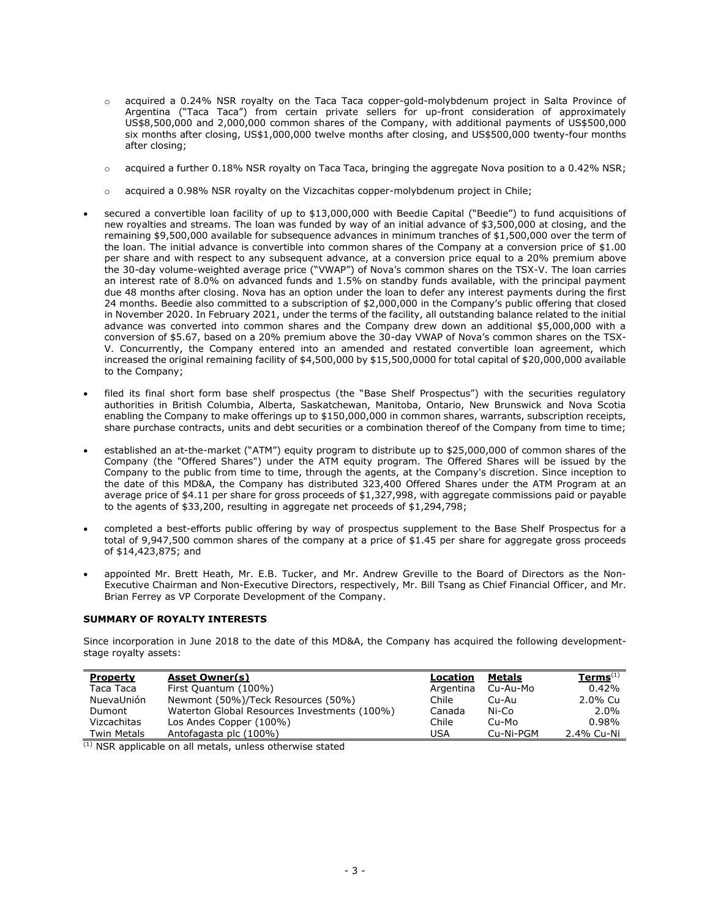- acquired a 0.24% NSR royalty on the Taca Taca copper-gold-molybdenum project in Salta Province of Argentina ("Taca Taca") from certain private sellers for up-front consideration of approximately US$8,500,000 and 2,000,000 common shares of the Company, with additional payments of US$500,000 six months after closing, US$1,000,000 twelve months after closing, and US$500,000 twenty-four months after closing;
- acquired a further 0.18% NSR royalty on Taca Taca, bringing the aggregate Nova position to a 0.42% NSR;
- acquired a 0.98% NSR royalty on the Vizcachitas copper-molybdenum project in Chile;

- secured a convertible loan facility of up to $13,000,000 with Beedie Capital ("Beedie") to fund acquisitions of new royalties and streams. The loan was funded by way of an initial advance of $3,500,000 at closing, and the remaining $9,500,000 available for subsequence advances in minimum tranches of $1,500,000 over the term of the loan. The initial advance is convertible into common shares of the Company at a conversion price of $1.00 per share and with respect to any subsequent advance, at a conversion price equal to a 20% premium above the 30-day volume-weighted average price ("VWAP") of Nova's common shares on the TSX-V. The loan carries an interest rate of 8.0% on advanced funds and 1.5% on standby funds available, with the principal payment due 48 months after closing. Nova has an option under the loan to defer any interest payments during the first 24 months. Beedie also committed to a subscription of $2,000,000 in the Company's public offering that closed in November 2020. In February 2021, under the terms of the facility, all outstanding balance related to the initial advance was converted into common shares and the Company drew down an additional $5,000,000 with a conversion of $5.67, based on a 20% premium above the 30-day VWAP of Nova's common shares on the TSX-V. Concurrently, the Company entered into an amended and restated convertible loan agreement, which increased the original remaining facility of $4,500,000 by $15,500,0000 for total capital of $20,000,000 available to the Company;
- filed its final short form base shelf prospectus (the "Base Shelf Prospectus") with the securities regulatory authorities in British Columbia, Alberta, Saskatchewan, Manitoba, Ontario, New Brunswick and Nova Scotia enabling the Company to make offerings up to $150,000,000 in common shares, warrants, subscription receipts, share purchase contracts, units and debt securities or a combination thereof of the Company from time to time;
- established an at-the-market ("ATM") equity program to distribute up to $25,000,000 of common shares of the Company (the "Offered Shares") under the ATM equity program. The Offered Shares will be issued by the Company to the public from time to time, through the agents, at the Company's discretion. Since inception to the date of this MD&A, the Company has distributed 323,400 Offered Shares under the ATM Program at an average price of $4.11 per share for gross proceeds of $1,327,998, with aggregate commissions paid or payable to the agents of $33,200, resulting in aggregate net proceeds of $1,294,798;
- completed a best-efforts public offering by way of prospectus supplement to the Base Shelf Prospectus for a total of 9,947,500 common shares of the company at a price of $1.45 per share for aggregate gross proceeds of $14,423,875; and
- appointed Mr. Brett Heath, Mr. E.B. Tucker, and Mr. Andrew Greville to the Board of Directors as the Non-Executive Chairman and Non-Executive Directors, respectively, Mr. Bill Tsang as Chief Financial Officer, and Mr. Brian Ferrey as VP Corporate Development of the Company.

**SUMMARY OF ROYALTY INTERESTS**

Since incorporation in June 2018 to the date of this MD&A, the Company has acquired the following development-stage royalty assets:

| Property | Asset Owner(s) | Location | Metals | Terms[1] |
|---|---|---|---|---|
| Taca Taca | First Quantum (100%) | Argentina | Cu-Au-Mo | 0.42% |
| NuevaUnión | Newmont (50%)/Teck Resources (50%) | Chile | Cu-Au | 2.0% Cu |
| Dumont | Waterton Global Resources Investments (100%) | Canada | Ni-Co | 2.0% |
| Vizcachitas | Los Andes Copper (100%) | Chile | Cu-Mo | 0.98% |
| Twin Metals | Antofagasta plc (100%) | USA | Cu-Ni-PGM | 2.4% Cu-Ni |

[1] NSR applicable on all metals, unless otherwise stated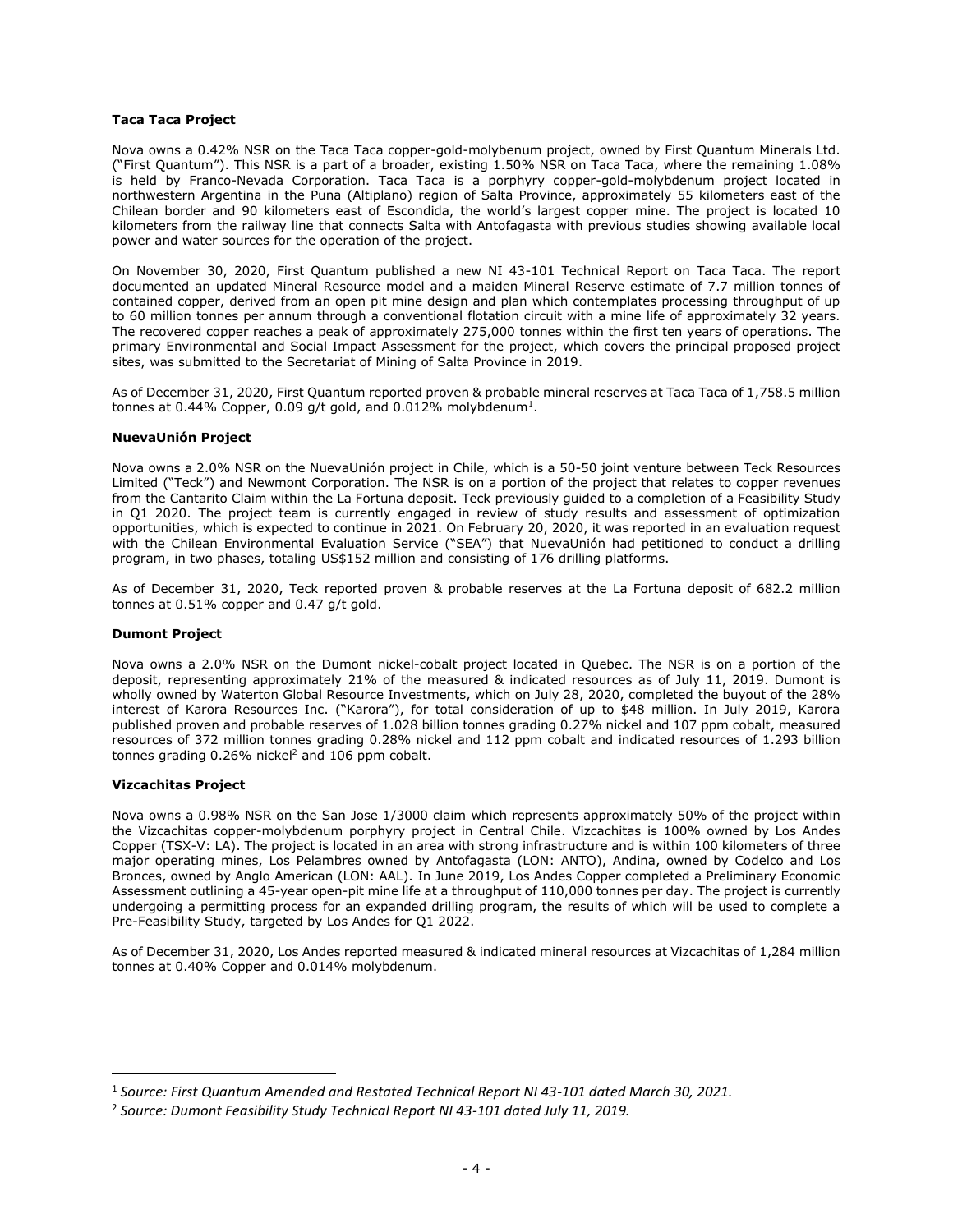**Taca Taca Project**

Nova owns a 0.42% NSR on the Taca Taca copper-gold-molybenum project, owned by First Quantum Minerals Ltd. ("First Quantum"). This NSR is a part of a broader, existing 1.50% NSR on Taca Taca, where the remaining 1.08% is held by Franco-Nevada Corporation. Taca Taca is a porphyry copper-gold-molybdenum project located in northwestern Argentina in the Puna (Altiplano) region of Salta Province, approximately 55 kilometers east of the Chilean border and 90 kilometers east of Escondida, the world's largest copper mine. The project is located 10 kilometers from the railway line that connects Salta with Antofagasta with previous studies showing available local power and water sources for the operation of the project.

On November 30, 2020, First Quantum published a new NI 43-101 Technical Report on Taca Taca. The report documented an updated Mineral Resource model and a maiden Mineral Reserve estimate of 7.7 million tonnes of contained copper, derived from an open pit mine design and plan which contemplates processing throughput of up to 60 million tonnes per annum through a conventional flotation circuit with a mine life of approximately 32 years. The recovered copper reaches a peak of approximately 275,000 tonnes within the first ten years of operations. The primary Environmental and Social Impact Assessment for the project, which covers the principal proposed project sites, was submitted to the Secretariat of Mining of Salta Province in 2019.

As of December 31, 2020, First Quantum reported proven & probable mineral reserves at Taca Taca of 1,758.5 million tonnes at 0.44% Copper, 0.09 g/t gold, and 0.012% molybdenum[1].

**NuevaUnión Project**

Nova owns a 2.0% NSR on the NuevaUnión project in Chile, which is a 50-50 joint venture between Teck Resources Limited ("Teck") and Newmont Corporation. The NSR is on a portion of the project that relates to copper revenues from the Cantarito Claim within the La Fortuna deposit. Teck previously guided to a completion of a Feasibility Study in Q1 2020. The project team is currently engaged in review of study results and assessment of optimization opportunities, which is expected to continue in 2021. On February 20, 2020, it was reported in an evaluation request with the Chilean Environmental Evaluation Service ("SEA") that NuevaUnión had petitioned to conduct a drilling program, in two phases, totaling US$152 million and consisting of 176 drilling platforms.

As of December 31, 2020, Teck reported proven & probable reserves at the La Fortuna deposit of 682.2 million tonnes at 0.51% copper and 0.47 g/t gold.

**Dumont Project**

Nova owns a 2.0% NSR on the Dumont nickel-cobalt project located in Quebec. The NSR is on a portion of the deposit, representing approximately 21% of the measured & indicated resources as of July 11, 2019. Dumont is wholly owned by Waterton Global Resource Investments, which on July 28, 2020, completed the buyout of the 28% interest of Karora Resources Inc. ("Karora"), for total consideration of up to $48 million. In July 2019, Karora published proven and probable reserves of 1.028 billion tonnes grading 0.27% nickel and 107 ppm cobalt, measured resources of 372 million tonnes grading 0.28% nickel and 112 ppm cobalt and indicated resources of 1.293 billion tonnes grading 0.26% nickel[2] and 106 ppm cobalt.

**Vizcachitas Project**

Nova owns a 0.98% NSR on the San Jose 1/3000 claim which represents approximately 50% of the project within the Vizcachitas copper-molybdenum porphyry project in Central Chile. Vizcachitas is 100% owned by Los Andes Copper (TSX-V: LA). The project is located in an area with strong infrastructure and is within 100 kilometers of three major operating mines, Los Pelambres owned by Antofagasta (LON: ANTO), Andina, owned by Codelco and Los Bronces, owned by Anglo American (LON: AAL). In June 2019, Los Andes Copper completed a Preliminary Economic Assessment outlining a 45-year open-pit mine life at a throughput of 110,000 tonnes per day. The project is currently undergoing a permitting process for an expanded drilling program, the results of which will be used to complete a Pre-Feasibility Study, targeted by Los Andes for Q1 2022.

As of December 31, 2020, Los Andes reported measured & indicated mineral resources at Vizcachitas of 1,284 million tonnes at 0.40% Copper and 0.014% molybdenum.

---

[1] *Source: First Quantum Amended and Restated Technical Report NI 43-101 dated March 30, 2021.*

[2] *Source: Dumont Feasibility Study Technical Report NI 43-101 dated July 11, 2019.*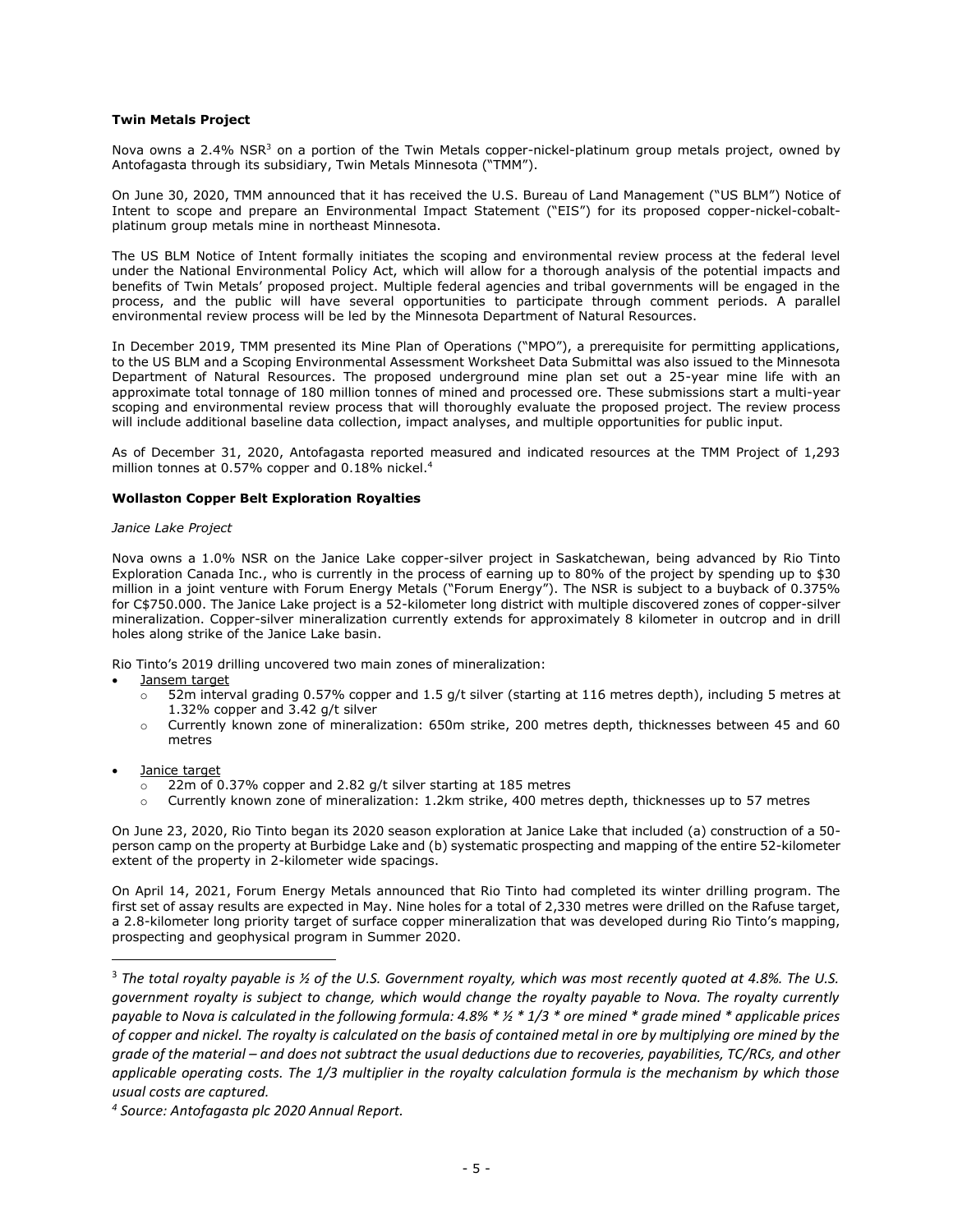**Twin Metals Project**

Nova owns a 2.4% NSR[3] on a portion of the Twin Metals copper-nickel-platinum group metals project, owned by Antofagasta through its subsidiary, Twin Metals Minnesota ("TMM").

On June 30, 2020, TMM announced that it has received the U.S. Bureau of Land Management ("US BLM") Notice of Intent to scope and prepare an Environmental Impact Statement ("EIS") for its proposed copper-nickel-cobalt-platinum group metals mine in northeast Minnesota.

The US BLM Notice of Intent formally initiates the scoping and environmental review process at the federal level under the National Environmental Policy Act, which will allow for a thorough analysis of the potential impacts and benefits of Twin Metals' proposed project. Multiple federal agencies and tribal governments will be engaged in the process, and the public will have several opportunities to participate through comment periods. A parallel environmental review process will be led by the Minnesota Department of Natural Resources.

In December 2019, TMM presented its Mine Plan of Operations ("MPO"), a prerequisite for permitting applications, to the US BLM and a Scoping Environmental Assessment Worksheet Data Submittal was also issued to the Minnesota Department of Natural Resources. The proposed underground mine plan set out a 25-year mine life with an approximate total tonnage of 180 million tonnes of mined and processed ore. These submissions start a multi-year scoping and environmental review process that will thoroughly evaluate the proposed project. The review process will include additional baseline data collection, impact analyses, and multiple opportunities for public input.

As of December 31, 2020, Antofagasta reported measured and indicated resources at the TMM Project of 1,293 million tonnes at 0.57% copper and 0.18% nickel.[4]

**Wollaston Copper Belt Exploration Royalties**

*Janice Lake Project*

Nova owns a 1.0% NSR on the Janice Lake copper-silver project in Saskatchewan, being advanced by Rio Tinto Exploration Canada Inc., who is currently in the process of earning up to 80% of the project by spending up to $30 million in a joint venture with Forum Energy Metals ("Forum Energy"). The NSR is subject to a buyback of 0.375% for C$750.000. The Janice Lake project is a 52-kilometer long district with multiple discovered zones of copper-silver mineralization. Copper-silver mineralization currently extends for approximately 8 kilometer in outcrop and in drill holes along strike of the Janice Lake basin.

Rio Tinto's 2019 drilling uncovered two main zones of mineralization:

- Jansem target
  - 52m interval grading 0.57% copper and 1.5 g/t silver (starting at 116 metres depth), including 5 metres at 1.32% copper and 3.42 g/t silver
  - Currently known zone of mineralization: 650m strike, 200 metres depth, thicknesses between 45 and 60 metres
- Janice target
  - 22m of 0.37% copper and 2.82 g/t silver starting at 185 metres
  - Currently known zone of mineralization: 1.2km strike, 400 metres depth, thicknesses up to 57 metres

On June 23, 2020, Rio Tinto began its 2020 season exploration at Janice Lake that included (a) construction of a 50-person camp on the property at Burbidge Lake and (b) systematic prospecting and mapping of the entire 52-kilometer extent of the property in 2-kilometer wide spacings.

On April 14, 2021, Forum Energy Metals announced that Rio Tinto had completed its winter drilling program. The first set of assay results are expected in May. Nine holes for a total of 2,330 metres were drilled on the Rafuse target, a 2.8-kilometer long priority target of surface copper mineralization that was developed during Rio Tinto's mapping, prospecting and geophysical program in Summer 2020.

---

[3] *The total royalty payable is ½ of the U.S. Government royalty, which was most recently quoted at 4.8%. The U.S. government royalty is subject to change, which would change the royalty payable to Nova. The royalty currently payable to Nova is calculated in the following formula: 4.8% * ½ * 1/3 * ore mined * grade mined * applicable prices of copper and nickel. The royalty is calculated on the basis of contained metal in ore by multiplying ore mined by the grade of the material – and does not subtract the usual deductions due to recoveries, payabilities, TC/RCs, and other applicable operating costs. The 1/3 multiplier in the royalty calculation formula is the mechanism by which those usual costs are captured.*

[4] *Source: Antofagasta plc 2020 Annual Report.*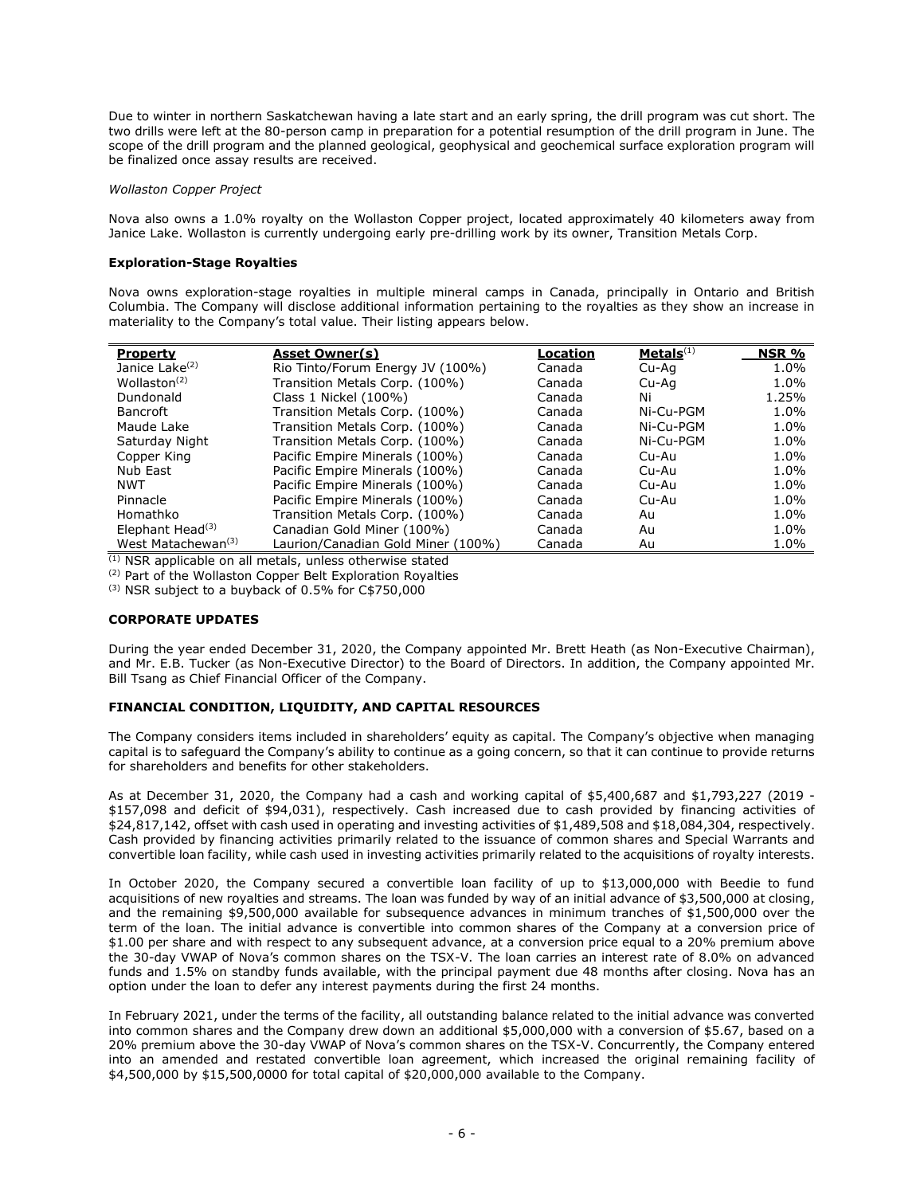Due to winter in northern Saskatchewan having a late start and an early spring, the drill program was cut short. The two drills were left at the 80-person camp in preparation for a potential resumption of the drill program in June. The scope of the drill program and the planned geological, geophysical and geochemical surface exploration program will be finalized once assay results are received.

*Wollaston Copper Project*

Nova also owns a 1.0% royalty on the Wollaston Copper project, located approximately 40 kilometers away from Janice Lake. Wollaston is currently undergoing early pre-drilling work by its owner, Transition Metals Corp.

**Exploration-Stage Royalties**

Nova owns exploration-stage royalties in multiple mineral camps in Canada, principally in Ontario and British Columbia. The Company will disclose additional information pertaining to the royalties as they show an increase in materiality to the Company's total value. Their listing appears below.

| Property | Asset Owner(s) | Location | Metals[1] | NSR % |
|---|---|---|---|---|
| Janice Lake[2] | Rio Tinto/Forum Energy JV (100%) | Canada | Cu-Ag | 1.0% |
| Wollaston[2] | Transition Metals Corp. (100%) | Canada | Cu-Ag | 1.0% |
| Dundonald | Class 1 Nickel (100%) | Canada | Ni | 1.25% |
| Bancroft | Transition Metals Corp. (100%) | Canada | Ni-Cu-PGM | 1.0% |
| Maude Lake | Transition Metals Corp. (100%) | Canada | Ni-Cu-PGM | 1.0% |
| Saturday Night | Transition Metals Corp. (100%) | Canada | Ni-Cu-PGM | 1.0% |
| Copper King | Pacific Empire Minerals (100%) | Canada | Cu-Au | 1.0% |
| Nub East | Pacific Empire Minerals (100%) | Canada | Cu-Au | 1.0% |
| NWT | Pacific Empire Minerals (100%) | Canada | Cu-Au | 1.0% |
| Pinnacle | Pacific Empire Minerals (100%) | Canada | Cu-Au | 1.0% |
| Homathko | Transition Metals Corp. (100%) | Canada | Au | 1.0% |
| Elephant Head[3] | Canadian Gold Miner (100%) | Canada | Au | 1.0% |
| West Matachewan[3] | Laurion/Canadian Gold Miner (100%) | Canada | Au | 1.0% |

[1] NSR applicable on all metals, unless otherwise stated
[2] Part of the Wollaston Copper Belt Exploration Royalties
[3] NSR subject to a buyback of 0.5% for C$750,000

**CORPORATE UPDATES**

During the year ended December 31, 2020, the Company appointed Mr. Brett Heath (as Non-Executive Chairman), and Mr. E.B. Tucker (as Non-Executive Director) to the Board of Directors. In addition, the Company appointed Mr. Bill Tsang as Chief Financial Officer of the Company.

**FINANCIAL CONDITION, LIQUIDITY, AND CAPITAL RESOURCES**

The Company considers items included in shareholders' equity as capital. The Company's objective when managing capital is to safeguard the Company's ability to continue as a going concern, so that it can continue to provide returns for shareholders and benefits for other stakeholders.

As at December 31, 2020, the Company had a cash and working capital of $5,400,687 and $1,793,227 (2019 - $157,098 and deficit of $94,031), respectively. Cash increased due to cash provided by financing activities of $24,817,142, offset with cash used in operating and investing activities of $1,489,508 and $18,084,304, respectively. Cash provided by financing activities primarily related to the issuance of common shares and Special Warrants and convertible loan facility, while cash used in investing activities primarily related to the acquisitions of royalty interests.

In October 2020, the Company secured a convertible loan facility of up to $13,000,000 with Beedie to fund acquisitions of new royalties and streams. The loan was funded by way of an initial advance of $3,500,000 at closing, and the remaining $9,500,000 available for subsequence advances in minimum tranches of $1,500,000 over the term of the loan. The initial advance is convertible into common shares of the Company at a conversion price of $1.00 per share and with respect to any subsequent advance, at a conversion price equal to a 20% premium above the 30-day VWAP of Nova's common shares on the TSX-V. The loan carries an interest rate of 8.0% on advanced funds and 1.5% on standby funds available, with the principal payment due 48 months after closing. Nova has an option under the loan to defer any interest payments during the first 24 months.

In February 2021, under the terms of the facility, all outstanding balance related to the initial advance was converted into common shares and the Company drew down an additional $5,000,000 with a conversion of $5.67, based on a 20% premium above the 30-day VWAP of Nova's common shares on the TSX-V. Concurrently, the Company entered into an amended and restated convertible loan agreement, which increased the original remaining facility of $4,500,000 by $15,500,0000 for total capital of $20,000,000 available to the Company.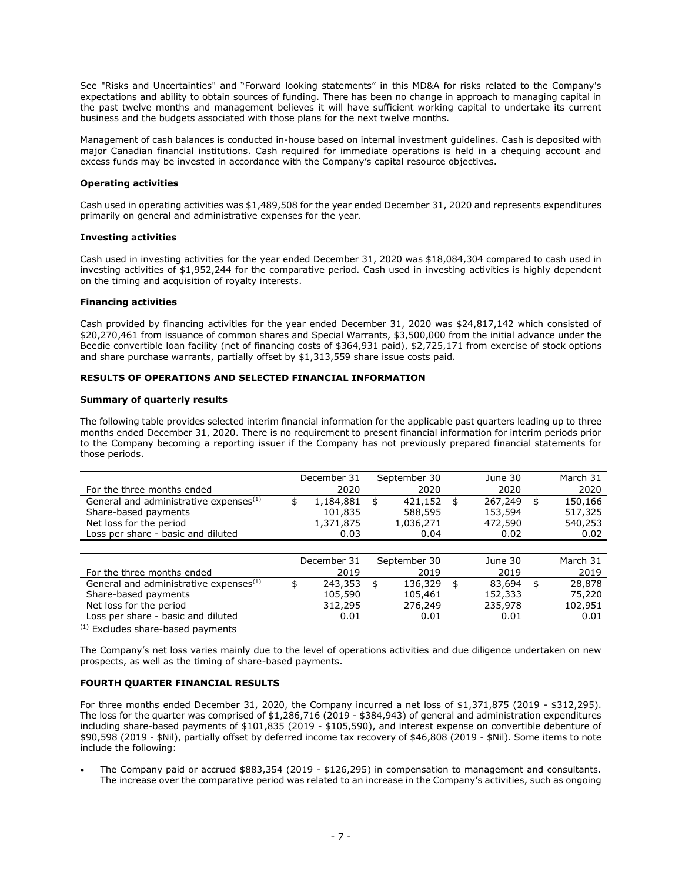See "Risks and Uncertainties" and "Forward looking statements" in this MD&A for risks related to the Company's expectations and ability to obtain sources of funding. There has been no change in approach to managing capital in the past twelve months and management believes it will have sufficient working capital to undertake its current business and the budgets associated with those plans for the next twelve months.

Management of cash balances is conducted in-house based on internal investment guidelines. Cash is deposited with major Canadian financial institutions. Cash required for immediate operations is held in a chequing account and excess funds may be invested in accordance with the Company's capital resource objectives.

**Operating activities**

Cash used in operating activities was $1,489,508 for the year ended December 31, 2020 and represents expenditures primarily on general and administrative expenses for the year.

**Investing activities**

Cash used in investing activities for the year ended December 31, 2020 was $18,084,304 compared to cash used in investing activities of $1,952,244 for the comparative period. Cash used in investing activities is highly dependent on the timing and acquisition of royalty interests.

**Financing activities**

Cash provided by financing activities for the year ended December 31, 2020 was $24,817,142 which consisted of $20,270,461 from issuance of common shares and Special Warrants, $3,500,000 from the initial advance under the Beedie convertible loan facility (net of financing costs of $364,931 paid), $2,725,171 from exercise of stock options and share purchase warrants, partially offset by $1,313,559 share issue costs paid.

## RESULTS OF OPERATIONS AND SELECTED FINANCIAL INFORMATION

**Summary of quarterly results**

The following table provides selected interim financial information for the applicable past quarters leading up to three months ended December 31, 2020. There is no requirement to present financial information for interim periods prior to the Company becoming a reporting issuer if the Company has not previously prepared financial statements for those periods.

| For the three months ended | December 31 2020 | September 30 2020 | June 30 2020 | March 31 2020 |
|---|---|---|---|---|
| General and administrative expenses[(1)] | $ 1,184,881 | $ 421,152 | $ 267,249 | $ 150,166 |
| Share-based payments | 101,835 | 588,595 | 153,594 | 517,325 |
| Net loss for the period | 1,371,875 | 1,036,271 | 472,590 | 540,253 |
| Loss per share - basic and diluted | 0.03 | 0.04 | 0.02 | 0.02 |

| For the three months ended | December 31 2019 | September 30 2019 | June 30 2019 | March 31 2019 |
|---|---|---|---|---|
| General and administrative expenses[(1)] | $ 243,353 | $ 136,329 | $ 83,694 | $ 28,878 |
| Share-based payments | 105,590 | 105,461 | 152,333 | 75,220 |
| Net loss for the period | 312,295 | 276,249 | 235,978 | 102,951 |
| Loss per share - basic and diluted | 0.01 | 0.01 | 0.01 | 0.01 |

[(1)] Excludes share-based payments

The Company's net loss varies mainly due to the level of operations activities and due diligence undertaken on new prospects, as well as the timing of share-based payments.

## FOURTH QUARTER FINANCIAL RESULTS

For three months ended December 31, 2020, the Company incurred a net loss of $1,371,875 (2019 - $312,295). The loss for the quarter was comprised of $1,286,716 (2019 - $384,943) of general and administration expenditures including share-based payments of $101,835 (2019 - $105,590), and interest expense on convertible debenture of $90,598 (2019 - $Nil), partially offset by deferred income tax recovery of $46,808 (2019 - $Nil). Some items to note include the following:

- The Company paid or accrued $883,354 (2019 - $126,295) in compensation to management and consultants. The increase over the comparative period was related to an increase in the Company's activities, such as ongoing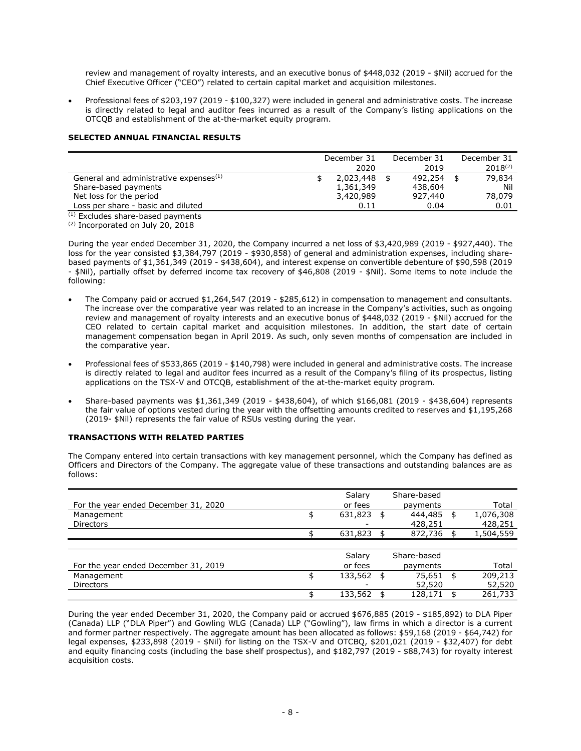review and management of royalty interests, and an executive bonus of $448,032 (2019 - $Nil) accrued for the Chief Executive Officer ("CEO") related to certain capital market and acquisition milestones.

- Professional fees of $203,197 (2019 - $100,327) were included in general and administrative costs. The increase is directly related to legal and auditor fees incurred as a result of the Company's listing applications on the OTCQB and establishment of the at-the-market equity program.

**SELECTED ANNUAL FINANCIAL RESULTS**

| | December 31 2020 | December 31 2019 | December 31 2018[(2)] |
|---|---|---|---|
| General and administrative expenses[(1)] | $ 2,023,448 | $ 492,254 | $ 79,834 |
| Share-based payments | 1,361,349 | 438,604 | Nil |
| Net loss for the period | 3,420,989 | 927,440 | 78,079 |
| Loss per share - basic and diluted | 0.11 | 0.04 | 0.01 |

(1) Excludes share-based payments

(2) Incorporated on July 20, 2018

During the year ended December 31, 2020, the Company incurred a net loss of $3,420,989 (2019 - $927,440). The loss for the year consisted $3,384,797 (2019 - $930,858) of general and administration expenses, including share-based payments of $1,361,349 (2019 - $438,604), and interest expense on convertible debenture of $90,598 (2019 - $Nil), partially offset by deferred income tax recovery of $46,808 (2019 - $Nil). Some items to note include the following:

- The Company paid or accrued $1,264,547 (2019 - $285,612) in compensation to management and consultants. The increase over the comparative year was related to an increase in the Company's activities, such as ongoing review and management of royalty interests and an executive bonus of $448,032 (2019 - $Nil) accrued for the CEO related to certain capital market and acquisition milestones. In addition, the start date of certain management compensation began in April 2019. As such, only seven months of compensation are included in the comparative year.
- Professional fees of $533,865 (2019 - $140,798) were included in general and administrative costs. The increase is directly related to legal and auditor fees incurred as a result of the Company's filing of its prospectus, listing applications on the TSX-V and OTCQB, establishment of the at-the-market equity program.
- Share-based payments was $1,361,349 (2019 - $438,604), of which $166,081 (2019 - $438,604) represents the fair value of options vested during the year with the offsetting amounts credited to reserves and $1,195,268 (2019- $Nil) represents the fair value of RSUs vesting during the year.

**TRANSACTIONS WITH RELATED PARTIES**

The Company entered into certain transactions with key management personnel, which the Company has defined as Officers and Directors of the Company. The aggregate value of these transactions and outstanding balances are as follows:

| For the year ended December 31, 2020 | Salary or fees | Share-based payments | Total |
|---|---|---|---|
| Management | $ 631,823 | $ 444,485 | $ 1,076,308 |
| Directors | - | 428,251 | 428,251 |
| | $ 631,823 | $ 872,736 | $ 1,504,559 |

| For the year ended December 31, 2019 | Salary or fees | Share-based payments | Total |
|---|---|---|---|
| Management | $ 133,562 | $ 75,651 | $ 209,213 |
| Directors | - | 52,520 | 52,520 |
| | $ 133,562 | $ 128,171 | $ 261,733 |

During the year ended December 31, 2020, the Company paid or accrued $676,885 (2019 - $185,892) to DLA Piper (Canada) LLP ("DLA Piper") and Gowling WLG (Canada) LLP ("Gowling"), law firms in which a director is a current and former partner respectively. The aggregate amount has been allocated as follows: $59,168 (2019 - $64,742) for legal expenses, $233,898 (2019 - $Nil) for listing on the TSX-V and OTCBQ, $201,021 (2019 - $32,407) for debt and equity financing costs (including the base shelf prospectus), and $182,797 (2019 - $88,743) for royalty interest acquisition costs.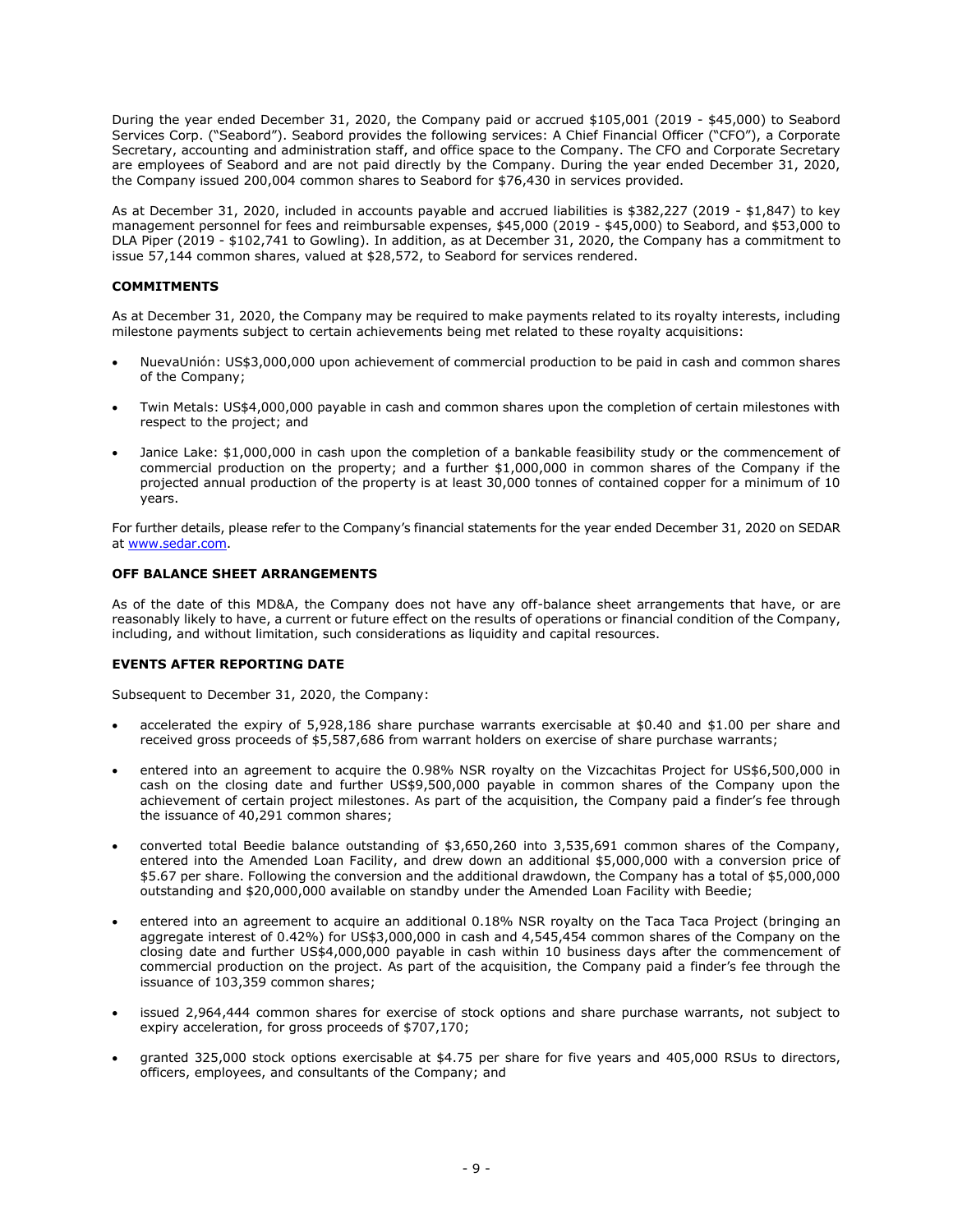During the year ended December 31, 2020, the Company paid or accrued $105,001 (2019 - $45,000) to Seabord Services Corp. ("Seabord"). Seabord provides the following services: A Chief Financial Officer ("CFO"), a Corporate Secretary, accounting and administration staff, and office space to the Company. The CFO and Corporate Secretary are employees of Seabord and are not paid directly by the Company. During the year ended December 31, 2020, the Company issued 200,004 common shares to Seabord for $76,430 in services provided.

As at December 31, 2020, included in accounts payable and accrued liabilities is $382,227 (2019 - $1,847) to key management personnel for fees and reimbursable expenses, $45,000 (2019 - $45,000) to Seabord, and $53,000 to DLA Piper (2019 - $102,741 to Gowling). In addition, as at December 31, 2020, the Company has a commitment to issue 57,144 common shares, valued at $28,572, to Seabord for services rendered.

**COMMITMENTS**

As at December 31, 2020, the Company may be required to make payments related to its royalty interests, including milestone payments subject to certain achievements being met related to these royalty acquisitions:

- NuevaUnión: US$3,000,000 upon achievement of commercial production to be paid in cash and common shares of the Company;
- Twin Metals: US$4,000,000 payable in cash and common shares upon the completion of certain milestones with respect to the project; and
- Janice Lake: $1,000,000 in cash upon the completion of a bankable feasibility study or the commencement of commercial production on the property; and a further $1,000,000 in common shares of the Company if the projected annual production of the property is at least 30,000 tonnes of contained copper for a minimum of 10 years.

For further details, please refer to the Company's financial statements for the year ended December 31, 2020 on SEDAR at www.sedar.com.

**OFF BALANCE SHEET ARRANGEMENTS**

As of the date of this MD&A, the Company does not have any off-balance sheet arrangements that have, or are reasonably likely to have, a current or future effect on the results of operations or financial condition of the Company, including, and without limitation, such considerations as liquidity and capital resources.

**EVENTS AFTER REPORTING DATE**

Subsequent to December 31, 2020, the Company:

- accelerated the expiry of 5,928,186 share purchase warrants exercisable at $0.40 and $1.00 per share and received gross proceeds of $5,587,686 from warrant holders on exercise of share purchase warrants;
- entered into an agreement to acquire the 0.98% NSR royalty on the Vizcachitas Project for US$6,500,000 in cash on the closing date and further US$9,500,000 payable in common shares of the Company upon the achievement of certain project milestones. As part of the acquisition, the Company paid a finder's fee through the issuance of 40,291 common shares;
- converted total Beedie balance outstanding of $3,650,260 into 3,535,691 common shares of the Company, entered into the Amended Loan Facility, and drew down an additional $5,000,000 with a conversion price of $5.67 per share. Following the conversion and the additional drawdown, the Company has a total of $5,000,000 outstanding and $20,000,000 available on standby under the Amended Loan Facility with Beedie;
- entered into an agreement to acquire an additional 0.18% NSR royalty on the Taca Taca Project (bringing an aggregate interest of 0.42%) for US$3,000,000 in cash and 4,545,454 common shares of the Company on the closing date and further US$4,000,000 payable in cash within 10 business days after the commencement of commercial production on the project. As part of the acquisition, the Company paid a finder's fee through the issuance of 103,359 common shares;
- issued 2,964,444 common shares for exercise of stock options and share purchase warrants, not subject to expiry acceleration, for gross proceeds of $707,170;
- granted 325,000 stock options exercisable at $4.75 per share for five years and 405,000 RSUs to directors, officers, employees, and consultants of the Company; and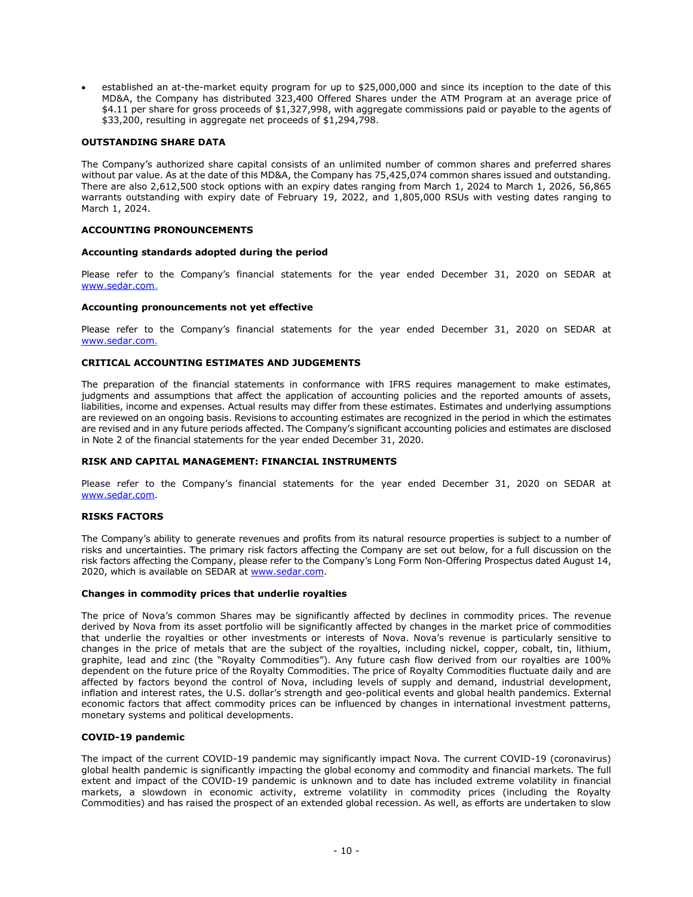- established an at-the-market equity program for up to $25,000,000 and since its inception to the date of this MD&A, the Company has distributed 323,400 Offered Shares under the ATM Program at an average price of $4.11 per share for gross proceeds of $1,327,998, with aggregate commissions paid or payable to the agents of $33,200, resulting in aggregate net proceeds of $1,294,798.

## OUTSTANDING SHARE DATA

The Company's authorized share capital consists of an unlimited number of common shares and preferred shares without par value. As at the date of this MD&A, the Company has 75,425,074 common shares issued and outstanding. There are also 2,612,500 stock options with an expiry dates ranging from March 1, 2024 to March 1, 2026, 56,865 warrants outstanding with expiry date of February 19, 2022, and 1,805,000 RSUs with vesting dates ranging to March 1, 2024.

## ACCOUNTING PRONOUNCEMENTS

### Accounting standards adopted during the period

Please refer to the Company's financial statements for the year ended December 31, 2020 on SEDAR at www.sedar.com.

### Accounting pronouncements not yet effective

Please refer to the Company's financial statements for the year ended December 31, 2020 on SEDAR at www.sedar.com.

## CRITICAL ACCOUNTING ESTIMATES AND JUDGEMENTS

The preparation of the financial statements in conformance with IFRS requires management to make estimates, judgments and assumptions that affect the application of accounting policies and the reported amounts of assets, liabilities, income and expenses. Actual results may differ from these estimates. Estimates and underlying assumptions are reviewed on an ongoing basis. Revisions to accounting estimates are recognized in the period in which the estimates are revised and in any future periods affected. The Company's significant accounting policies and estimates are disclosed in Note 2 of the financial statements for the year ended December 31, 2020.

## RISK AND CAPITAL MANAGEMENT: FINANCIAL INSTRUMENTS

Please refer to the Company's financial statements for the year ended December 31, 2020 on SEDAR at www.sedar.com.

## RISKS FACTORS

The Company's ability to generate revenues and profits from its natural resource properties is subject to a number of risks and uncertainties. The primary risk factors affecting the Company are set out below, for a full discussion on the risk factors affecting the Company, please refer to the Company's Long Form Non-Offering Prospectus dated August 14, 2020, which is available on SEDAR at www.sedar.com.

### Changes in commodity prices that underlie royalties

The price of Nova's common Shares may be significantly affected by declines in commodity prices. The revenue derived by Nova from its asset portfolio will be significantly affected by changes in the market price of commodities that underlie the royalties or other investments or interests of Nova. Nova's revenue is particularly sensitive to changes in the price of metals that are the subject of the royalties, including nickel, copper, cobalt, tin, lithium, graphite, lead and zinc (the "Royalty Commodities"). Any future cash flow derived from our royalties are 100% dependent on the future price of the Royalty Commodities. The price of Royalty Commodities fluctuate daily and are affected by factors beyond the control of Nova, including levels of supply and demand, industrial development, inflation and interest rates, the U.S. dollar's strength and geo-political events and global health pandemics. External economic factors that affect commodity prices can be influenced by changes in international investment patterns, monetary systems and political developments.

### COVID-19 pandemic

The impact of the current COVID-19 pandemic may significantly impact Nova. The current COVID-19 (coronavirus) global health pandemic is significantly impacting the global economy and commodity and financial markets. The full extent and impact of the COVID-19 pandemic is unknown and to date has included extreme volatility in financial markets, a slowdown in economic activity, extreme volatility in commodity prices (including the Royalty Commodities) and has raised the prospect of an extended global recession. As well, as efforts are undertaken to slow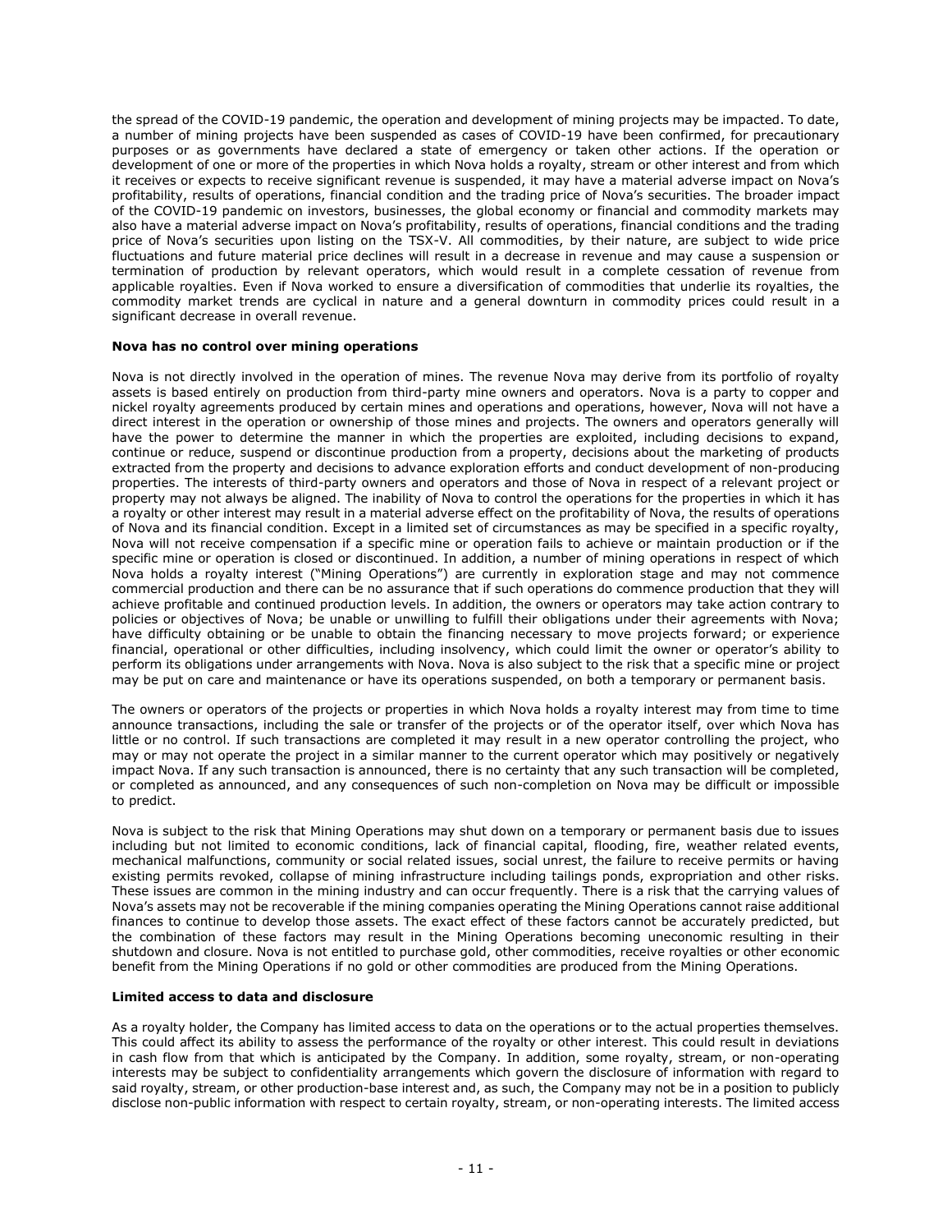the spread of the COVID-19 pandemic, the operation and development of mining projects may be impacted. To date, a number of mining projects have been suspended as cases of COVID-19 have been confirmed, for precautionary purposes or as governments have declared a state of emergency or taken other actions. If the operation or development of one or more of the properties in which Nova holds a royalty, stream or other interest and from which it receives or expects to receive significant revenue is suspended, it may have a material adverse impact on Nova's profitability, results of operations, financial condition and the trading price of Nova's securities. The broader impact of the COVID-19 pandemic on investors, businesses, the global economy or financial and commodity markets may also have a material adverse impact on Nova's profitability, results of operations, financial conditions and the trading price of Nova's securities upon listing on the TSX-V. All commodities, by their nature, are subject to wide price fluctuations and future material price declines will result in a decrease in revenue and may cause a suspension or termination of production by relevant operators, which would result in a complete cessation of revenue from applicable royalties. Even if Nova worked to ensure a diversification of commodities that underlie its royalties, the commodity market trends are cyclical in nature and a general downturn in commodity prices could result in a significant decrease in overall revenue.

**Nova has no control over mining operations**

Nova is not directly involved in the operation of mines. The revenue Nova may derive from its portfolio of royalty assets is based entirely on production from third-party mine owners and operators. Nova is a party to copper and nickel royalty agreements produced by certain mines and operations and operations, however, Nova will not have a direct interest in the operation or ownership of those mines and projects. The owners and operators generally will have the power to determine the manner in which the properties are exploited, including decisions to expand, continue or reduce, suspend or discontinue production from a property, decisions about the marketing of products extracted from the property and decisions to advance exploration efforts and conduct development of non-producing properties. The interests of third-party owners and operators and those of Nova in respect of a relevant project or property may not always be aligned. The inability of Nova to control the operations for the properties in which it has a royalty or other interest may result in a material adverse effect on the profitability of Nova, the results of operations of Nova and its financial condition. Except in a limited set of circumstances as may be specified in a specific royalty, Nova will not receive compensation if a specific mine or operation fails to achieve or maintain production or if the specific mine or operation is closed or discontinued. In addition, a number of mining operations in respect of which Nova holds a royalty interest ("Mining Operations") are currently in exploration stage and may not commence commercial production and there can be no assurance that if such operations do commence production that they will achieve profitable and continued production levels. In addition, the owners or operators may take action contrary to policies or objectives of Nova; be unable or unwilling to fulfill their obligations under their agreements with Nova; have difficulty obtaining or be unable to obtain the financing necessary to move projects forward; or experience financial, operational or other difficulties, including insolvency, which could limit the owner or operator's ability to perform its obligations under arrangements with Nova. Nova is also subject to the risk that a specific mine or project may be put on care and maintenance or have its operations suspended, on both a temporary or permanent basis.

The owners or operators of the projects or properties in which Nova holds a royalty interest may from time to time announce transactions, including the sale or transfer of the projects or of the operator itself, over which Nova has little or no control. If such transactions are completed it may result in a new operator controlling the project, who may or may not operate the project in a similar manner to the current operator which may positively or negatively impact Nova. If any such transaction is announced, there is no certainty that any such transaction will be completed, or completed as announced, and any consequences of such non-completion on Nova may be difficult or impossible to predict.

Nova is subject to the risk that Mining Operations may shut down on a temporary or permanent basis due to issues including but not limited to economic conditions, lack of financial capital, flooding, fire, weather related events, mechanical malfunctions, community or social related issues, social unrest, the failure to receive permits or having existing permits revoked, collapse of mining infrastructure including tailings ponds, expropriation and other risks. These issues are common in the mining industry and can occur frequently. There is a risk that the carrying values of Nova's assets may not be recoverable if the mining companies operating the Mining Operations cannot raise additional finances to continue to develop those assets. The exact effect of these factors cannot be accurately predicted, but the combination of these factors may result in the Mining Operations becoming uneconomic resulting in their shutdown and closure. Nova is not entitled to purchase gold, other commodities, receive royalties or other economic benefit from the Mining Operations if no gold or other commodities are produced from the Mining Operations.

**Limited access to data and disclosure**

As a royalty holder, the Company has limited access to data on the operations or to the actual properties themselves. This could affect its ability to assess the performance of the royalty or other interest. This could result in deviations in cash flow from that which is anticipated by the Company. In addition, some royalty, stream, or non-operating interests may be subject to confidentiality arrangements which govern the disclosure of information with regard to said royalty, stream, or other production-base interest and, as such, the Company may not be in a position to publicly disclose non-public information with respect to certain royalty, stream, or non-operating interests. The limited access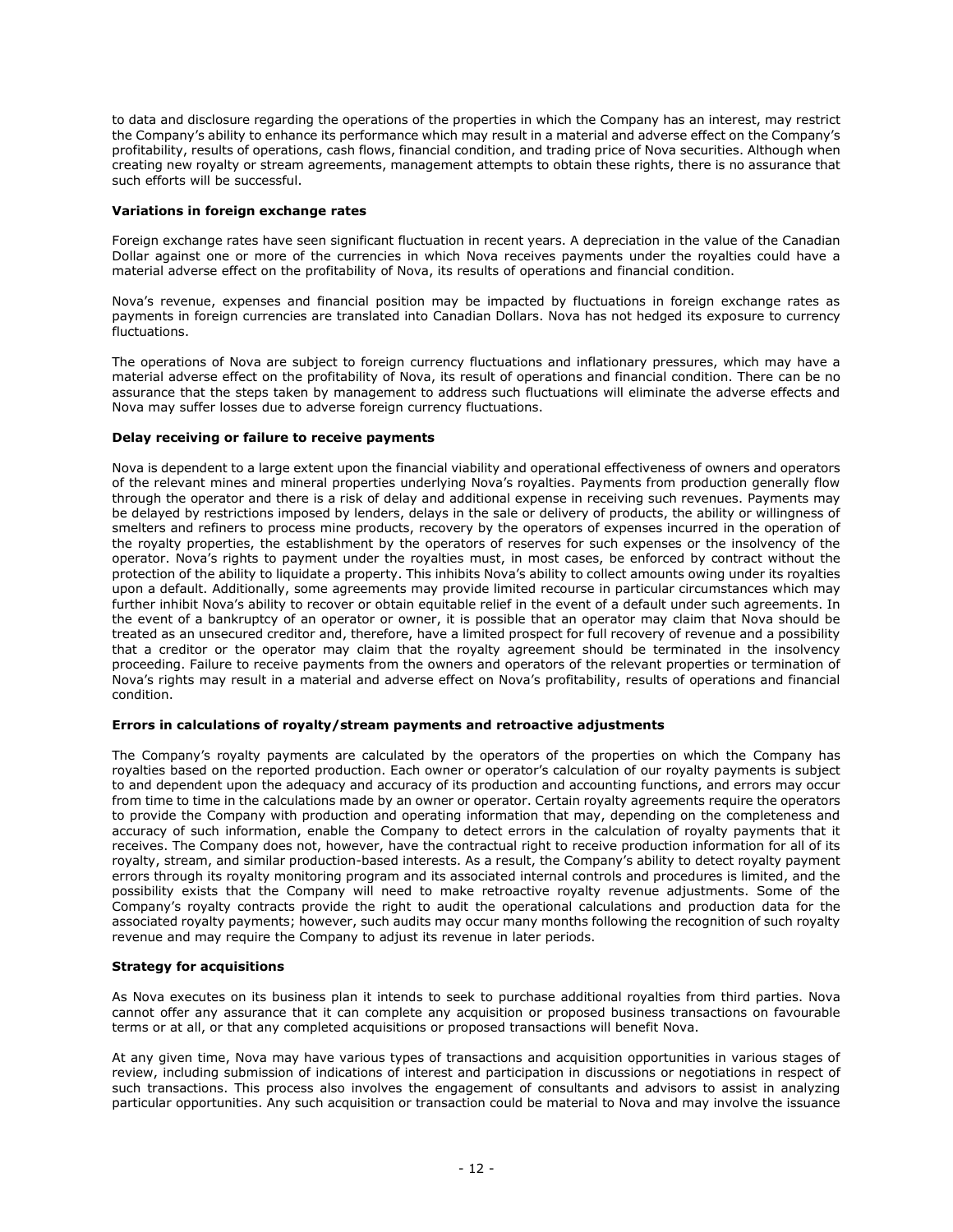to data and disclosure regarding the operations of the properties in which the Company has an interest, may restrict the Company's ability to enhance its performance which may result in a material and adverse effect on the Company's profitability, results of operations, cash flows, financial condition, and trading price of Nova securities. Although when creating new royalty or stream agreements, management attempts to obtain these rights, there is no assurance that such efforts will be successful.

**Variations in foreign exchange rates**

Foreign exchange rates have seen significant fluctuation in recent years. A depreciation in the value of the Canadian Dollar against one or more of the currencies in which Nova receives payments under the royalties could have a material adverse effect on the profitability of Nova, its results of operations and financial condition.

Nova's revenue, expenses and financial position may be impacted by fluctuations in foreign exchange rates as payments in foreign currencies are translated into Canadian Dollars. Nova has not hedged its exposure to currency fluctuations.

The operations of Nova are subject to foreign currency fluctuations and inflationary pressures, which may have a material adverse effect on the profitability of Nova, its result of operations and financial condition. There can be no assurance that the steps taken by management to address such fluctuations will eliminate the adverse effects and Nova may suffer losses due to adverse foreign currency fluctuations.

**Delay receiving or failure to receive payments**

Nova is dependent to a large extent upon the financial viability and operational effectiveness of owners and operators of the relevant mines and mineral properties underlying Nova's royalties. Payments from production generally flow through the operator and there is a risk of delay and additional expense in receiving such revenues. Payments may be delayed by restrictions imposed by lenders, delays in the sale or delivery of products, the ability or willingness of smelters and refiners to process mine products, recovery by the operators of expenses incurred in the operation of the royalty properties, the establishment by the operators of reserves for such expenses or the insolvency of the operator. Nova's rights to payment under the royalties must, in most cases, be enforced by contract without the protection of the ability to liquidate a property. This inhibits Nova's ability to collect amounts owing under its royalties upon a default. Additionally, some agreements may provide limited recourse in particular circumstances which may further inhibit Nova's ability to recover or obtain equitable relief in the event of a default under such agreements. In the event of a bankruptcy of an operator or owner, it is possible that an operator may claim that Nova should be treated as an unsecured creditor and, therefore, have a limited prospect for full recovery of revenue and a possibility that a creditor or the operator may claim that the royalty agreement should be terminated in the insolvency proceeding. Failure to receive payments from the owners and operators of the relevant properties or termination of Nova's rights may result in a material and adverse effect on Nova's profitability, results of operations and financial condition.

**Errors in calculations of royalty/stream payments and retroactive adjustments**

The Company's royalty payments are calculated by the operators of the properties on which the Company has royalties based on the reported production. Each owner or operator's calculation of our royalty payments is subject to and dependent upon the adequacy and accuracy of its production and accounting functions, and errors may occur from time to time in the calculations made by an owner or operator. Certain royalty agreements require the operators to provide the Company with production and operating information that may, depending on the completeness and accuracy of such information, enable the Company to detect errors in the calculation of royalty payments that it receives. The Company does not, however, have the contractual right to receive production information for all of its royalty, stream, and similar production-based interests. As a result, the Company's ability to detect royalty payment errors through its royalty monitoring program and its associated internal controls and procedures is limited, and the possibility exists that the Company will need to make retroactive royalty revenue adjustments. Some of the Company's royalty contracts provide the right to audit the operational calculations and production data for the associated royalty payments; however, such audits may occur many months following the recognition of such royalty revenue and may require the Company to adjust its revenue in later periods.

**Strategy for acquisitions**

As Nova executes on its business plan it intends to seek to purchase additional royalties from third parties. Nova cannot offer any assurance that it can complete any acquisition or proposed business transactions on favourable terms or at all, or that any completed acquisitions or proposed transactions will benefit Nova.

At any given time, Nova may have various types of transactions and acquisition opportunities in various stages of review, including submission of indications of interest and participation in discussions or negotiations in respect of such transactions. This process also involves the engagement of consultants and advisors to assist in analyzing particular opportunities. Any such acquisition or transaction could be material to Nova and may involve the issuance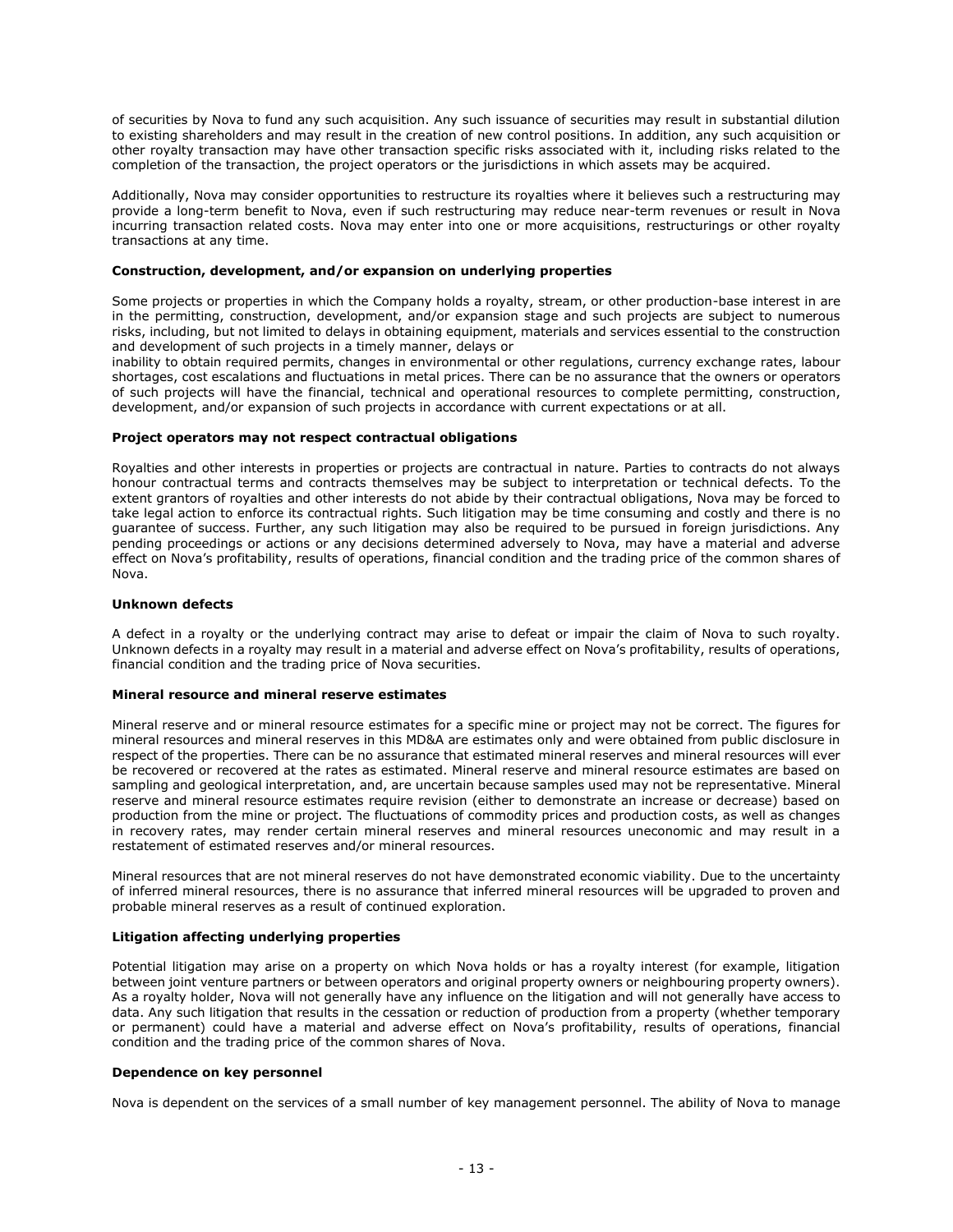of securities by Nova to fund any such acquisition. Any such issuance of securities may result in substantial dilution to existing shareholders and may result in the creation of new control positions. In addition, any such acquisition or other royalty transaction may have other transaction specific risks associated with it, including risks related to the completion of the transaction, the project operators or the jurisdictions in which assets may be acquired.

Additionally, Nova may consider opportunities to restructure its royalties where it believes such a restructuring may provide a long-term benefit to Nova, even if such restructuring may reduce near-term revenues or result in Nova incurring transaction related costs. Nova may enter into one or more acquisitions, restructurings or other royalty transactions at any time.

**Construction, development, and/or expansion on underlying properties**

Some projects or properties in which the Company holds a royalty, stream, or other production-base interest in are in the permitting, construction, development, and/or expansion stage and such projects are subject to numerous risks, including, but not limited to delays in obtaining equipment, materials and services essential to the construction and development of such projects in a timely manner, delays or
inability to obtain required permits, changes in environmental or other regulations, currency exchange rates, labour shortages, cost escalations and fluctuations in metal prices. There can be no assurance that the owners or operators of such projects will have the financial, technical and operational resources to complete permitting, construction, development, and/or expansion of such projects in accordance with current expectations or at all.

**Project operators may not respect contractual obligations**

Royalties and other interests in properties or projects are contractual in nature. Parties to contracts do not always honour contractual terms and contracts themselves may be subject to interpretation or technical defects. To the extent grantors of royalties and other interests do not abide by their contractual obligations, Nova may be forced to take legal action to enforce its contractual rights. Such litigation may be time consuming and costly and there is no guarantee of success. Further, any such litigation may also be required to be pursued in foreign jurisdictions. Any pending proceedings or actions or any decisions determined adversely to Nova, may have a material and adverse effect on Nova's profitability, results of operations, financial condition and the trading price of the common shares of Nova.

**Unknown defects**

A defect in a royalty or the underlying contract may arise to defeat or impair the claim of Nova to such royalty. Unknown defects in a royalty may result in a material and adverse effect on Nova's profitability, results of operations, financial condition and the trading price of Nova securities.

**Mineral resource and mineral reserve estimates**

Mineral reserve and or mineral resource estimates for a specific mine or project may not be correct. The figures for mineral resources and mineral reserves in this MD&A are estimates only and were obtained from public disclosure in respect of the properties. There can be no assurance that estimated mineral reserves and mineral resources will ever be recovered or recovered at the rates as estimated. Mineral reserve and mineral resource estimates are based on sampling and geological interpretation, and, are uncertain because samples used may not be representative. Mineral reserve and mineral resource estimates require revision (either to demonstrate an increase or decrease) based on production from the mine or project. The fluctuations of commodity prices and production costs, as well as changes in recovery rates, may render certain mineral reserves and mineral resources uneconomic and may result in a restatement of estimated reserves and/or mineral resources.

Mineral resources that are not mineral reserves do not have demonstrated economic viability. Due to the uncertainty of inferred mineral resources, there is no assurance that inferred mineral resources will be upgraded to proven and probable mineral reserves as a result of continued exploration.

**Litigation affecting underlying properties**

Potential litigation may arise on a property on which Nova holds or has a royalty interest (for example, litigation between joint venture partners or between operators and original property owners or neighbouring property owners). As a royalty holder, Nova will not generally have any influence on the litigation and will not generally have access to data. Any such litigation that results in the cessation or reduction of production from a property (whether temporary or permanent) could have a material and adverse effect on Nova's profitability, results of operations, financial condition and the trading price of the common shares of Nova.

**Dependence on key personnel**

Nova is dependent on the services of a small number of key management personnel. The ability of Nova to manage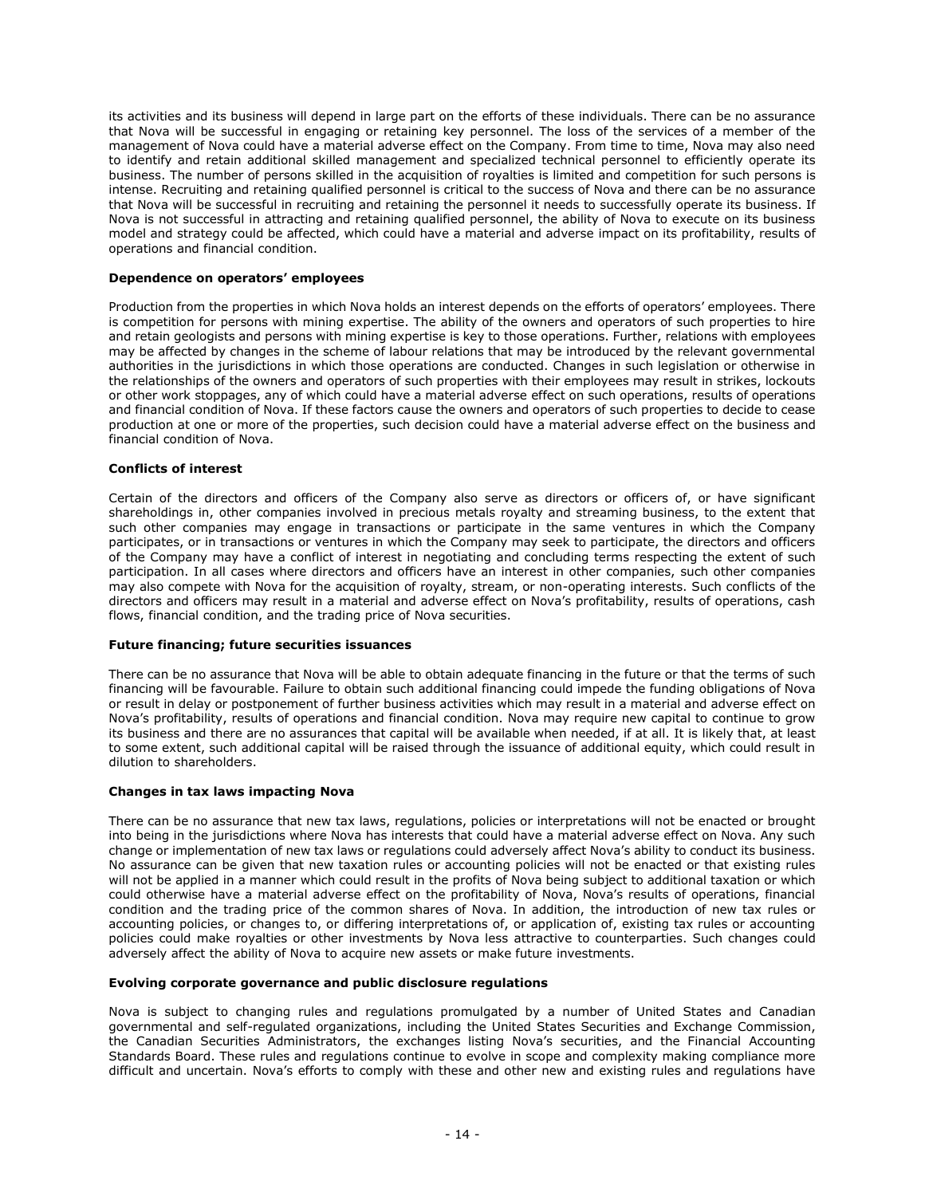its activities and its business will depend in large part on the efforts of these individuals. There can be no assurance that Nova will be successful in engaging or retaining key personnel. The loss of the services of a member of the management of Nova could have a material adverse effect on the Company. From time to time, Nova may also need to identify and retain additional skilled management and specialized technical personnel to efficiently operate its business. The number of persons skilled in the acquisition of royalties is limited and competition for such persons is intense. Recruiting and retaining qualified personnel is critical to the success of Nova and there can be no assurance that Nova will be successful in recruiting and retaining the personnel it needs to successfully operate its business. If Nova is not successful in attracting and retaining qualified personnel, the ability of Nova to execute on its business model and strategy could be affected, which could have a material and adverse impact on its profitability, results of operations and financial condition.

**Dependence on operators' employees**

Production from the properties in which Nova holds an interest depends on the efforts of operators' employees. There is competition for persons with mining expertise. The ability of the owners and operators of such properties to hire and retain geologists and persons with mining expertise is key to those operations. Further, relations with employees may be affected by changes in the scheme of labour relations that may be introduced by the relevant governmental authorities in the jurisdictions in which those operations are conducted. Changes in such legislation or otherwise in the relationships of the owners and operators of such properties with their employees may result in strikes, lockouts or other work stoppages, any of which could have a material adverse effect on such operations, results of operations and financial condition of Nova. If these factors cause the owners and operators of such properties to decide to cease production at one or more of the properties, such decision could have a material adverse effect on the business and financial condition of Nova.

**Conflicts of interest**

Certain of the directors and officers of the Company also serve as directors or officers of, or have significant shareholdings in, other companies involved in precious metals royalty and streaming business, to the extent that such other companies may engage in transactions or participate in the same ventures in which the Company participates, or in transactions or ventures in which the Company may seek to participate, the directors and officers of the Company may have a conflict of interest in negotiating and concluding terms respecting the extent of such participation. In all cases where directors and officers have an interest in other companies, such other companies may also compete with Nova for the acquisition of royalty, stream, or non-operating interests. Such conflicts of the directors and officers may result in a material and adverse effect on Nova's profitability, results of operations, cash flows, financial condition, and the trading price of Nova securities.

**Future financing; future securities issuances**

There can be no assurance that Nova will be able to obtain adequate financing in the future or that the terms of such financing will be favourable. Failure to obtain such additional financing could impede the funding obligations of Nova or result in delay or postponement of further business activities which may result in a material and adverse effect on Nova's profitability, results of operations and financial condition. Nova may require new capital to continue to grow its business and there are no assurances that capital will be available when needed, if at all. It is likely that, at least to some extent, such additional capital will be raised through the issuance of additional equity, which could result in dilution to shareholders.

**Changes in tax laws impacting Nova**

There can be no assurance that new tax laws, regulations, policies or interpretations will not be enacted or brought into being in the jurisdictions where Nova has interests that could have a material adverse effect on Nova. Any such change or implementation of new tax laws or regulations could adversely affect Nova's ability to conduct its business. No assurance can be given that new taxation rules or accounting policies will not be enacted or that existing rules will not be applied in a manner which could result in the profits of Nova being subject to additional taxation or which could otherwise have a material adverse effect on the profitability of Nova, Nova's results of operations, financial condition and the trading price of the common shares of Nova. In addition, the introduction of new tax rules or accounting policies, or changes to, or differing interpretations of, or application of, existing tax rules or accounting policies could make royalties or other investments by Nova less attractive to counterparties. Such changes could adversely affect the ability of Nova to acquire new assets or make future investments.

**Evolving corporate governance and public disclosure regulations**

Nova is subject to changing rules and regulations promulgated by a number of United States and Canadian governmental and self-regulated organizations, including the United States Securities and Exchange Commission, the Canadian Securities Administrators, the exchanges listing Nova's securities, and the Financial Accounting Standards Board. These rules and regulations continue to evolve in scope and complexity making compliance more difficult and uncertain. Nova's efforts to comply with these and other new and existing rules and regulations have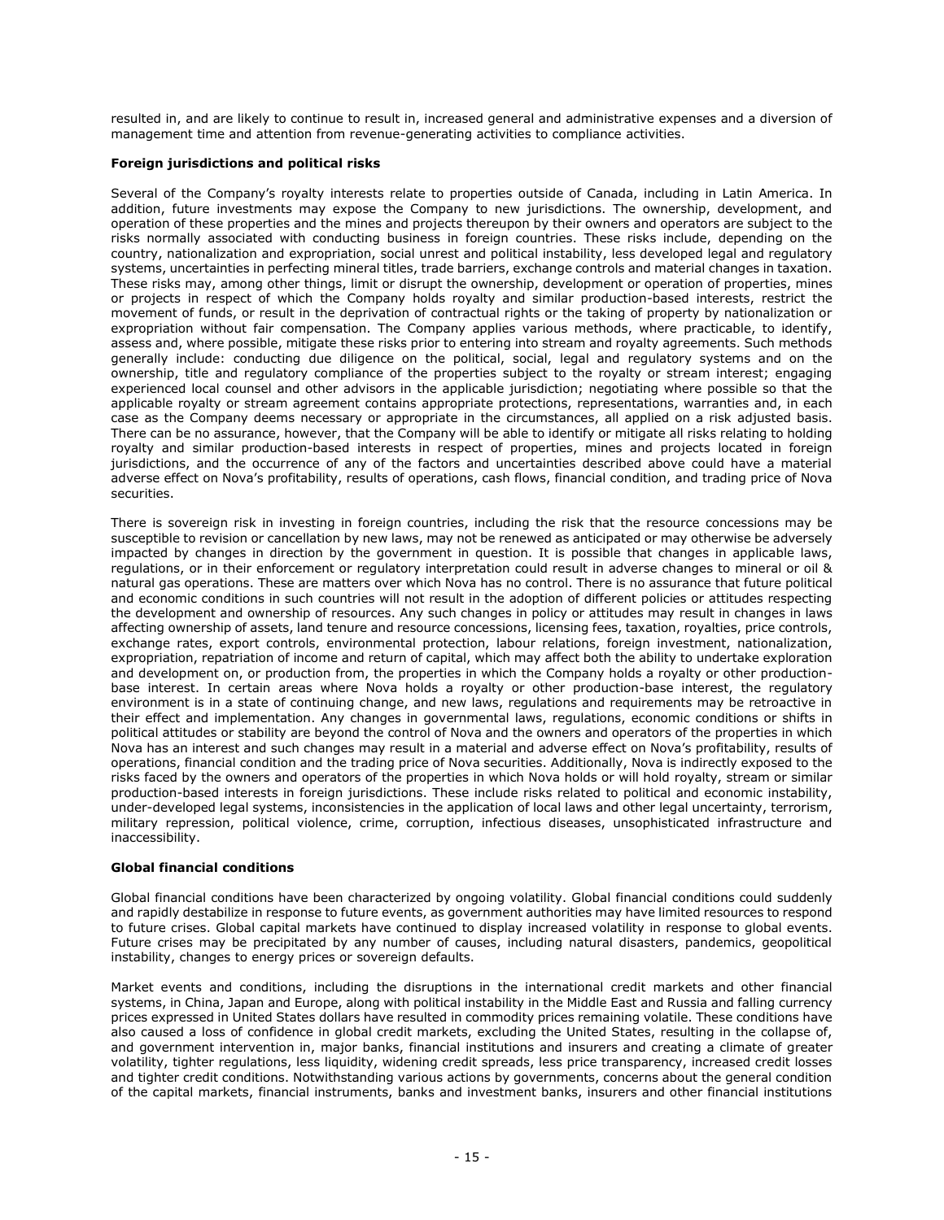resulted in, and are likely to continue to result in, increased general and administrative expenses and a diversion of management time and attention from revenue-generating activities to compliance activities.

**Foreign jurisdictions and political risks**

Several of the Company's royalty interests relate to properties outside of Canada, including in Latin America. In addition, future investments may expose the Company to new jurisdictions. The ownership, development, and operation of these properties and the mines and projects thereupon by their owners and operators are subject to the risks normally associated with conducting business in foreign countries. These risks include, depending on the country, nationalization and expropriation, social unrest and political instability, less developed legal and regulatory systems, uncertainties in perfecting mineral titles, trade barriers, exchange controls and material changes in taxation. These risks may, among other things, limit or disrupt the ownership, development or operation of properties, mines or projects in respect of which the Company holds royalty and similar production-based interests, restrict the movement of funds, or result in the deprivation of contractual rights or the taking of property by nationalization or expropriation without fair compensation. The Company applies various methods, where practicable, to identify, assess and, where possible, mitigate these risks prior to entering into stream and royalty agreements. Such methods generally include: conducting due diligence on the political, social, legal and regulatory systems and on the ownership, title and regulatory compliance of the properties subject to the royalty or stream interest; engaging experienced local counsel and other advisors in the applicable jurisdiction; negotiating where possible so that the applicable royalty or stream agreement contains appropriate protections, representations, warranties and, in each case as the Company deems necessary or appropriate in the circumstances, all applied on a risk adjusted basis. There can be no assurance, however, that the Company will be able to identify or mitigate all risks relating to holding royalty and similar production-based interests in respect of properties, mines and projects located in foreign jurisdictions, and the occurrence of any of the factors and uncertainties described above could have a material adverse effect on Nova's profitability, results of operations, cash flows, financial condition, and trading price of Nova securities.

There is sovereign risk in investing in foreign countries, including the risk that the resource concessions may be susceptible to revision or cancellation by new laws, may not be renewed as anticipated or may otherwise be adversely impacted by changes in direction by the government in question. It is possible that changes in applicable laws, regulations, or in their enforcement or regulatory interpretation could result in adverse changes to mineral or oil & natural gas operations. These are matters over which Nova has no control. There is no assurance that future political and economic conditions in such countries will not result in the adoption of different policies or attitudes respecting the development and ownership of resources. Any such changes in policy or attitudes may result in changes in laws affecting ownership of assets, land tenure and resource concessions, licensing fees, taxation, royalties, price controls, exchange rates, export controls, environmental protection, labour relations, foreign investment, nationalization, expropriation, repatriation of income and return of capital, which may affect both the ability to undertake exploration and development on, or production from, the properties in which the Company holds a royalty or other production-base interest. In certain areas where Nova holds a royalty or other production-base interest, the regulatory environment is in a state of continuing change, and new laws, regulations and requirements may be retroactive in their effect and implementation. Any changes in governmental laws, regulations, economic conditions or shifts in political attitudes or stability are beyond the control of Nova and the owners and operators of the properties in which Nova has an interest and such changes may result in a material and adverse effect on Nova's profitability, results of operations, financial condition and the trading price of Nova securities. Additionally, Nova is indirectly exposed to the risks faced by the owners and operators of the properties in which Nova holds or will hold royalty, stream or similar production-based interests in foreign jurisdictions. These include risks related to political and economic instability, under-developed legal systems, inconsistencies in the application of local laws and other legal uncertainty, terrorism, military repression, political violence, crime, corruption, infectious diseases, unsophisticated infrastructure and inaccessibility.

**Global financial conditions**

Global financial conditions have been characterized by ongoing volatility. Global financial conditions could suddenly and rapidly destabilize in response to future events, as government authorities may have limited resources to respond to future crises. Global capital markets have continued to display increased volatility in response to global events. Future crises may be precipitated by any number of causes, including natural disasters, pandemics, geopolitical instability, changes to energy prices or sovereign defaults.

Market events and conditions, including the disruptions in the international credit markets and other financial systems, in China, Japan and Europe, along with political instability in the Middle East and Russia and falling currency prices expressed in United States dollars have resulted in commodity prices remaining volatile. These conditions have also caused a loss of confidence in global credit markets, excluding the United States, resulting in the collapse of, and government intervention in, major banks, financial institutions and insurers and creating a climate of greater volatility, tighter regulations, less liquidity, widening credit spreads, less price transparency, increased credit losses and tighter credit conditions. Notwithstanding various actions by governments, concerns about the general condition of the capital markets, financial instruments, banks and investment banks, insurers and other financial institutions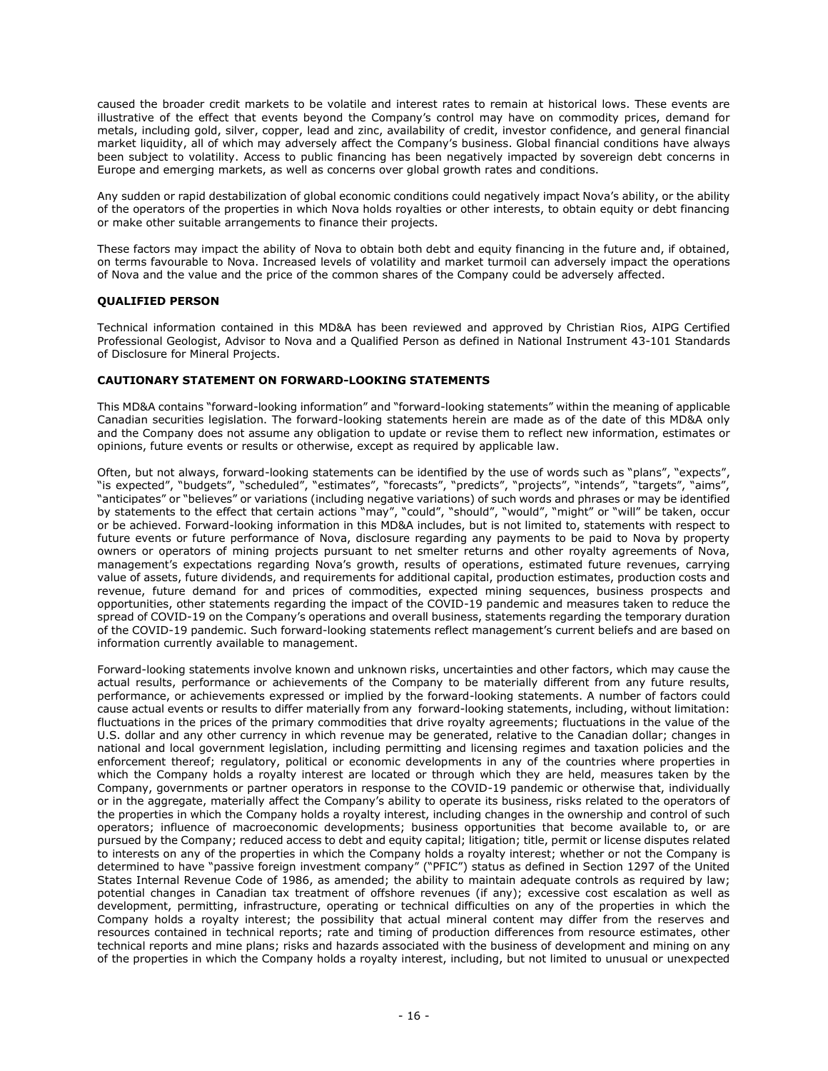caused the broader credit markets to be volatile and interest rates to remain at historical lows. These events are illustrative of the effect that events beyond the Company's control may have on commodity prices, demand for metals, including gold, silver, copper, lead and zinc, availability of credit, investor confidence, and general financial market liquidity, all of which may adversely affect the Company's business. Global financial conditions have always been subject to volatility. Access to public financing has been negatively impacted by sovereign debt concerns in Europe and emerging markets, as well as concerns over global growth rates and conditions.

Any sudden or rapid destabilization of global economic conditions could negatively impact Nova's ability, or the ability of the operators of the properties in which Nova holds royalties or other interests, to obtain equity or debt financing or make other suitable arrangements to finance their projects.

These factors may impact the ability of Nova to obtain both debt and equity financing in the future and, if obtained, on terms favourable to Nova. Increased levels of volatility and market turmoil can adversely impact the operations of Nova and the value and the price of the common shares of the Company could be adversely affected.

## QUALIFIED PERSON

Technical information contained in this MD&A has been reviewed and approved by Christian Rios, AIPG Certified Professional Geologist, Advisor to Nova and a Qualified Person as defined in National Instrument 43-101 Standards of Disclosure for Mineral Projects.

## CAUTIONARY STATEMENT ON FORWARD-LOOKING STATEMENTS

This MD&A contains "forward-looking information" and "forward-looking statements" within the meaning of applicable Canadian securities legislation. The forward-looking statements herein are made as of the date of this MD&A only and the Company does not assume any obligation to update or revise them to reflect new information, estimates or opinions, future events or results or otherwise, except as required by applicable law.

Often, but not always, forward-looking statements can be identified by the use of words such as "plans", "expects", "is expected", "budgets", "scheduled", "estimates", "forecasts", "predicts", "projects", "intends", "targets", "aims", "anticipates" or "believes" or variations (including negative variations) of such words and phrases or may be identified by statements to the effect that certain actions "may", "could", "should", "would", "might" or "will" be taken, occur or be achieved. Forward-looking information in this MD&A includes, but is not limited to, statements with respect to future events or future performance of Nova, disclosure regarding any payments to be paid to Nova by property owners or operators of mining projects pursuant to net smelter returns and other royalty agreements of Nova, management's expectations regarding Nova's growth, results of operations, estimated future revenues, carrying value of assets, future dividends, and requirements for additional capital, production estimates, production costs and revenue, future demand for and prices of commodities, expected mining sequences, business prospects and opportunities, other statements regarding the impact of the COVID-19 pandemic and measures taken to reduce the spread of COVID-19 on the Company's operations and overall business, statements regarding the temporary duration of the COVID-19 pandemic. Such forward-looking statements reflect management's current beliefs and are based on information currently available to management.

Forward-looking statements involve known and unknown risks, uncertainties and other factors, which may cause the actual results, performance or achievements of the Company to be materially different from any future results, performance, or achievements expressed or implied by the forward-looking statements. A number of factors could cause actual events or results to differ materially from any forward-looking statements, including, without limitation: fluctuations in the prices of the primary commodities that drive royalty agreements; fluctuations in the value of the U.S. dollar and any other currency in which revenue may be generated, relative to the Canadian dollar; changes in national and local government legislation, including permitting and licensing regimes and taxation policies and the enforcement thereof; regulatory, political or economic developments in any of the countries where properties in which the Company holds a royalty interest are located or through which they are held, measures taken by the Company, governments or partner operators in response to the COVID-19 pandemic or otherwise that, individually or in the aggregate, materially affect the Company's ability to operate its business, risks related to the operators of the properties in which the Company holds a royalty interest, including changes in the ownership and control of such operators; influence of macroeconomic developments; business opportunities that become available to, or are pursued by the Company; reduced access to debt and equity capital; litigation; title, permit or license disputes related to interests on any of the properties in which the Company holds a royalty interest; whether or not the Company is determined to have "passive foreign investment company" ("PFIC") status as defined in Section 1297 of the United States Internal Revenue Code of 1986, as amended; the ability to maintain adequate controls as required by law; potential changes in Canadian tax treatment of offshore revenues (if any); excessive cost escalation as well as development, permitting, infrastructure, operating or technical difficulties on any of the properties in which the Company holds a royalty interest; the possibility that actual mineral content may differ from the reserves and resources contained in technical reports; rate and timing of production differences from resource estimates, other technical reports and mine plans; risks and hazards associated with the business of development and mining on any of the properties in which the Company holds a royalty interest, including, but not limited to unusual or unexpected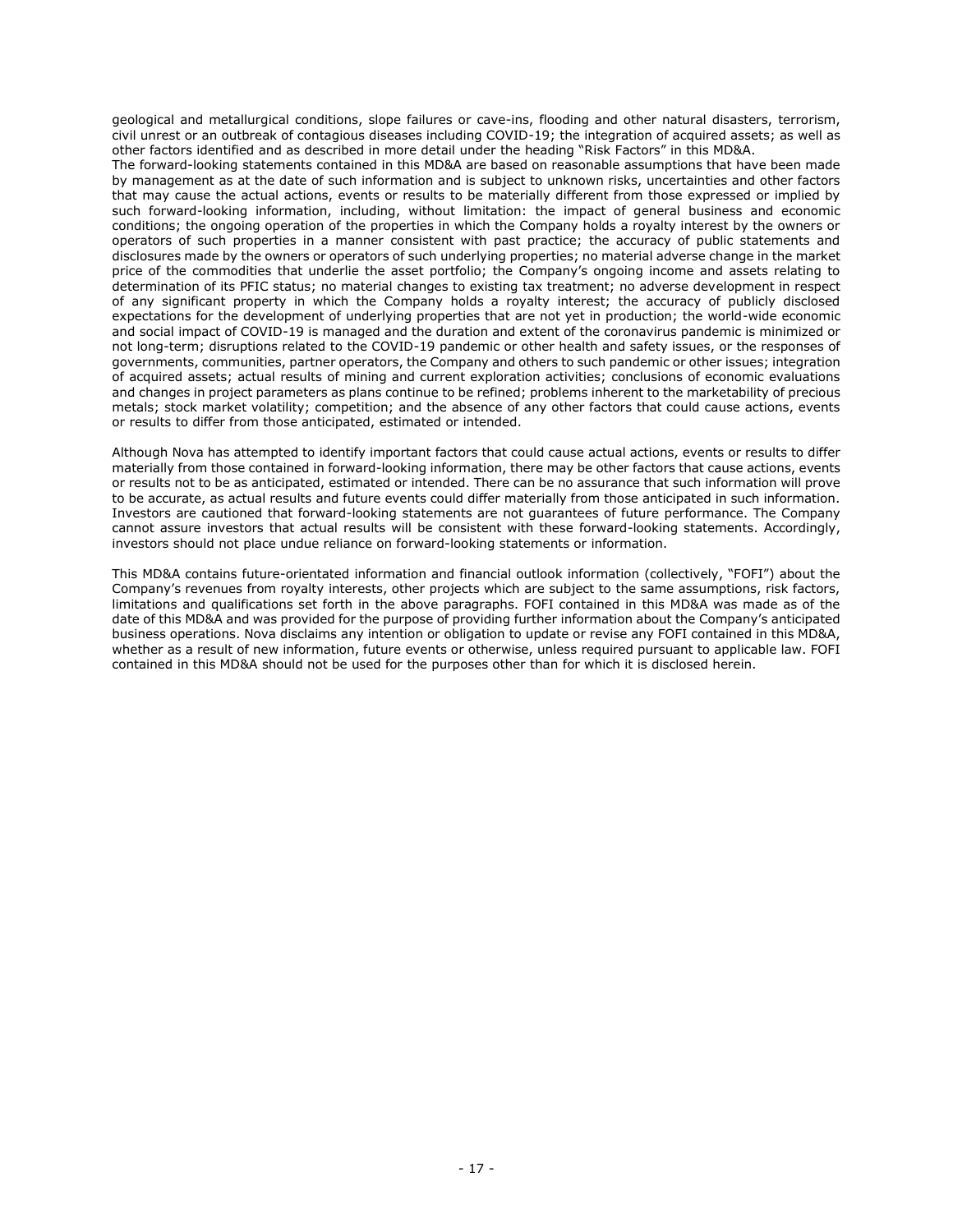geological and metallurgical conditions, slope failures or cave-ins, flooding and other natural disasters, terrorism, civil unrest or an outbreak of contagious diseases including COVID-19; the integration of acquired assets; as well as other factors identified and as described in more detail under the heading "Risk Factors" in this MD&A.
The forward-looking statements contained in this MD&A are based on reasonable assumptions that have been made by management as at the date of such information and is subject to unknown risks, uncertainties and other factors that may cause the actual actions, events or results to be materially different from those expressed or implied by such forward-looking information, including, without limitation: the impact of general business and economic conditions; the ongoing operation of the properties in which the Company holds a royalty interest by the owners or operators of such properties in a manner consistent with past practice; the accuracy of public statements and disclosures made by the owners or operators of such underlying properties; no material adverse change in the market price of the commodities that underlie the asset portfolio; the Company's ongoing income and assets relating to determination of its PFIC status; no material changes to existing tax treatment; no adverse development in respect of any significant property in which the Company holds a royalty interest; the accuracy of publicly disclosed expectations for the development of underlying properties that are not yet in production; the world-wide economic and social impact of COVID-19 is managed and the duration and extent of the coronavirus pandemic is minimized or not long-term; disruptions related to the COVID-19 pandemic or other health and safety issues, or the responses of governments, communities, partner operators, the Company and others to such pandemic or other issues; integration of acquired assets; actual results of mining and current exploration activities; conclusions of economic evaluations and changes in project parameters as plans continue to be refined; problems inherent to the marketability of precious metals; stock market volatility; competition; and the absence of any other factors that could cause actions, events or results to differ from those anticipated, estimated or intended.

Although Nova has attempted to identify important factors that could cause actual actions, events or results to differ materially from those contained in forward-looking information, there may be other factors that cause actions, events or results not to be as anticipated, estimated or intended. There can be no assurance that such information will prove to be accurate, as actual results and future events could differ materially from those anticipated in such information. Investors are cautioned that forward-looking statements are not guarantees of future performance. The Company cannot assure investors that actual results will be consistent with these forward-looking statements. Accordingly, investors should not place undue reliance on forward-looking statements or information.

This MD&A contains future-orientated information and financial outlook information (collectively, "FOFI") about the Company's revenues from royalty interests, other projects which are subject to the same assumptions, risk factors, limitations and qualifications set forth in the above paragraphs. FOFI contained in this MD&A was made as of the date of this MD&A and was provided for the purpose of providing further information about the Company's anticipated business operations. Nova disclaims any intention or obligation to update or revise any FOFI contained in this MD&A, whether as a result of new information, future events or otherwise, unless required pursuant to applicable law. FOFI contained in this MD&A should not be used for the purposes other than for which it is disclosed herein.